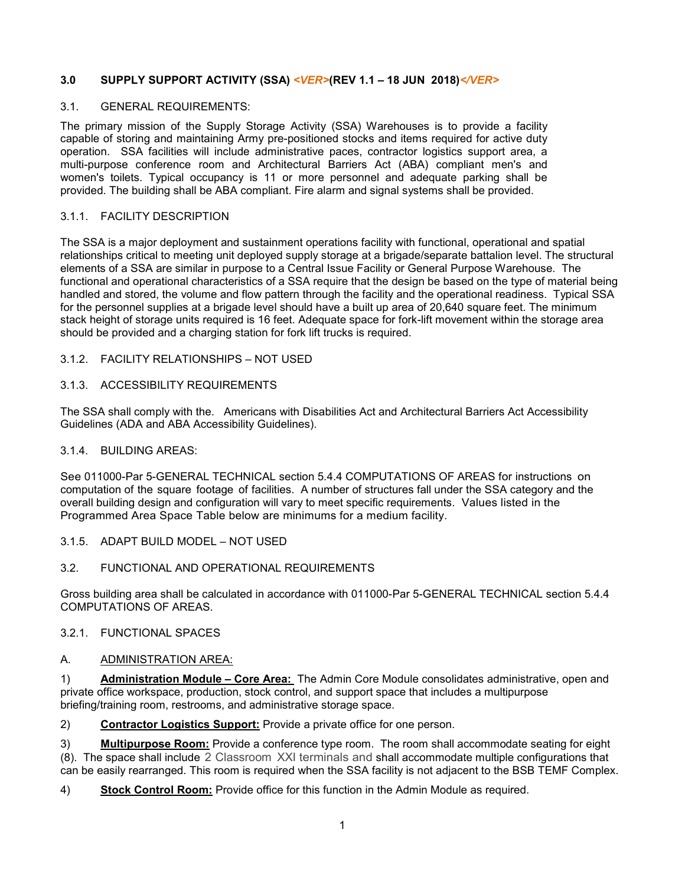## 3.0 SUPPLY SUPPORT ACTIVITY (SSA) *<VER>*(REV 1.1 – 18 JUN 2018)*</VER>*

### 3.1. GENERAL REQUIREMENTS:

The primary mission of the Supply Storage Activity (SSA) Warehouses is to provide a facility capable of storing and maintaining Army pre-positioned stocks and items required for active duty operation. SSA facilities will include administrative paces, contractor logistics support area, a multi-purpose conference room and Architectural Barriers Act (ABA) compliant men's and women's toilets. Typical occupancy is 11 or more personnel and adequate parking shall be provided. The building shall be ABA compliant. Fire alarm and signal systems shall be provided.

#### 3.1.1. FACILITY DESCRIPTION

The SSA is a major deployment and sustainment operations facility with functional, operational and spatial relationships critical to meeting unit deployed supply storage at a brigade/separate battalion level. The structural elements of a SSA are similar in purpose to a Central Issue Facility or General Purpose Warehouse. The functional and operational characteristics of a SSA require that the design be based on the type of material being handled and stored, the volume and flow pattern through the facility and the operational readiness. Typical SSA for the personnel supplies at a brigade level should have a built up area of 20,640 square feet. The minimum stack height of storage units required is 16 feet. Adequate space for fork-lift movement within the storage area should be provided and a charging station for fork lift trucks is required.

#### 3.1.2. FACILITY RELATIONSHIPS – NOT USED

#### 3.1.3. ACCESSIBILITY REQUIREMENTS

The SSA shall comply with the. Americans with Disabilities Act and Architectural Barriers Act Accessibility Guidelines (ADA and ABA Accessibility Guidelines).

#### 3.1.4. BUILDING AREAS:

See 011000-Par 5-GENERAL TECHNICAL section 5.4.4 COMPUTATIONS OF AREAS for instructions on computation of the square footage of facilities. A number of structures fall under the SSA category and the overall building design and configuration will vary to meet specific requirements. Values listed in the Programmed Area Space Table below are minimums for a medium facility.

#### 3.1.5. ADAPT BUILD MODEL – NOT USED

### 3.2. FUNCTIONAL AND OPERATIONAL REQUIREMENTS

Gross building area shall be calculated in accordance with 011000-Par 5-GENERAL TECHNICAL section 5.4.4 COMPUTATIONS OF AREAS.

#### 3.2.1. FUNCTIONAL SPACES

A. ADMINISTRATION AREA:

1) **Administration Module – Core Area:** The Admin Core Module consolidates administrative, open and private office workspace, production, stock control, and support space that includes a multipurpose briefing/training room, restrooms, and administrative storage space.

2) **Contractor Logistics Support:** Provide a private office for one person.

3) **Multipurpose Room:** Provide a conference type room. The room shall accommodate seating for eight (8). The space shall include 2 Classroom XXI terminals and shall accommodate multiple configurations that can be easily rearranged. This room is required when the SSA facility is not adjacent to the BSB TEMF Complex.

4) **Stock Control Room:** Provide office for this function in the Admin Module as required.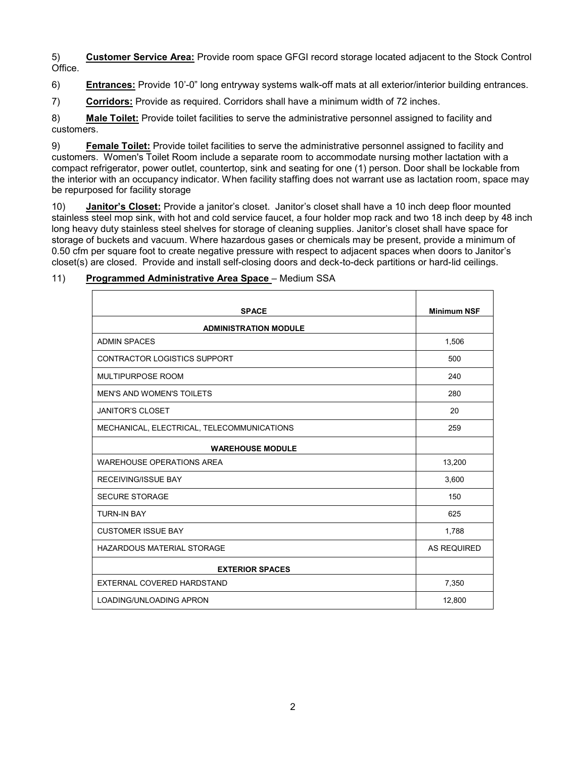5) **Customer Service Area:** Provide room space GFGI record storage located adjacent to the Stock Control Office.

6) **Entrances:** Provide 10'-0" long entryway systems walk-off mats at all exterior/interior building entrances.

7) **Corridors:** Provide as required. Corridors shall have a minimum width of 72 inches.

8) **Male Toilet:** Provide toilet facilities to serve the administrative personnel assigned to facility and customers.

9) **Female Toilet:** Provide toilet facilities to serve the administrative personnel assigned to facility and customers. Women's Toilet Room include a separate room to accommodate nursing mother lactation with a compact refrigerator, power outlet, countertop, sink and seating for one (1) person. Door shall be lockable from the interior with an occupancy indicator. When facility staffing does not warrant use as lactation room, space may be repurposed for facility storage

10) **Janitor's Closet:** Provide a janitor's closet. Janitor's closet shall have a 10 inch deep floor mounted stainless steel mop sink, with hot and cold service faucet, a four holder mop rack and two 18 inch deep by 48 inch long heavy duty stainless steel shelves for storage of cleaning supplies. Janitor's closet shall have space for storage of buckets and vacuum. Where hazardous gases or chemicals may be present, provide a minimum of 0.50 cfm per square foot to create negative pressure with respect to adjacent spaces when doors to Janitor's closet(s) are closed. Provide and install self-closing doors and deck-to-deck partitions or hard-lid ceilings.

11) **Programmed Administrative Area Space** – Medium SSA

| SPACE | Minimum NSF |
|---|---|
| **ADMINISTRATION MODULE** | |
| ADMIN SPACES | 1,506 |
| CONTRACTOR LOGISTICS SUPPORT | 500 |
| MULTIPURPOSE ROOM | 240 |
| MEN'S AND WOMEN'S TOILETS | 280 |
| JANITOR'S CLOSET | 20 |
| MECHANICAL, ELECTRICAL, TELECOMMUNICATIONS | 259 |
| **WAREHOUSE MODULE** | |
| WAREHOUSE OPERATIONS AREA | 13,200 |
| RECEIVING/ISSUE BAY | 3,600 |
| SECURE STORAGE | 150 |
| TURN-IN BAY | 625 |
| CUSTOMER ISSUE BAY | 1,788 |
| HAZARDOUS MATERIAL STORAGE | AS REQUIRED |
| **EXTERIOR SPACES** | |
| EXTERNAL COVERED HARDSTAND | 7,350 |
| LOADING/UNLOADING APRON | 12,800 |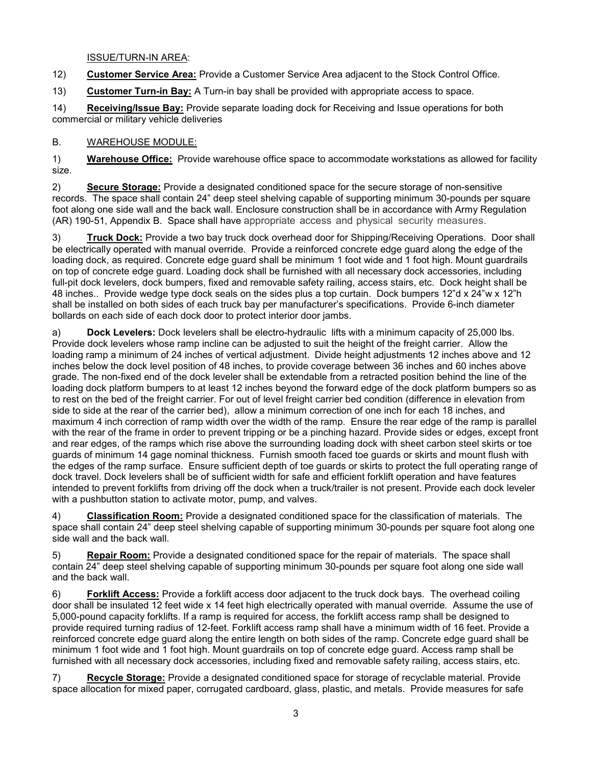ISSUE/TURN-IN AREA:

12) **Customer Service Area:** Provide a Customer Service Area adjacent to the Stock Control Office.

13) **Customer Turn-in Bay:** A Turn-in bay shall be provided with appropriate access to space.

14) **Receiving/Issue Bay:** Provide separate loading dock for Receiving and Issue operations for both commercial or military vehicle deliveries

B. WAREHOUSE MODULE:

1) **Warehouse Office:** Provide warehouse office space to accommodate workstations as allowed for facility size.

2) **Secure Storage:** Provide a designated conditioned space for the secure storage of non-sensitive records. The space shall contain 24" deep steel shelving capable of supporting minimum 30-pounds per square foot along one side wall and the back wall. Enclosure construction shall be in accordance with Army Regulation (AR) 190-51, Appendix B. Space shall have appropriate access and physical security measures.

3) **Truck Dock:** Provide a two bay truck dock overhead door for Shipping/Receiving Operations. Door shall be electrically operated with manual override. Provide a reinforced concrete edge guard along the edge of the loading dock, as required. Concrete edge guard shall be minimum 1 foot wide and 1 foot high. Mount guardrails on top of concrete edge guard. Loading dock shall be furnished with all necessary dock accessories, including full-pit dock levelers, dock bumpers, fixed and removable safety railing, access stairs, etc. Dock height shall be 48 inches.. Provide wedge type dock seals on the sides plus a top curtain. Dock bumpers 12"d x 24"w x 12"h shall be installed on both sides of each truck bay per manufacturer's specifications. Provide 6-inch diameter bollards on each side of each dock door to protect interior door jambs.

a) **Dock Levelers:** Dock levelers shall be electro-hydraulic lifts with a minimum capacity of 25,000 lbs. Provide dock levelers whose ramp incline can be adjusted to suit the height of the freight carrier. Allow the loading ramp a minimum of 24 inches of vertical adjustment. Divide height adjustments 12 inches above and 12 inches below the dock level position of 48 inches, to provide coverage between 36 inches and 60 inches above grade. The non-fixed end of the dock leveler shall be extendable from a retracted position behind the line of the loading dock platform bumpers to at least 12 inches beyond the forward edge of the dock platform bumpers so as to rest on the bed of the freight carrier. For out of level freight carrier bed condition (difference in elevation from side to side at the rear of the carrier bed), allow a minimum correction of one inch for each 18 inches, and maximum 4 inch correction of ramp width over the width of the ramp. Ensure the rear edge of the ramp is parallel with the rear of the frame in order to prevent tripping or be a pinching hazard. Provide sides or edges, except front and rear edges, of the ramps which rise above the surrounding loading dock with sheet carbon steel skirts or toe guards of minimum 14 gage nominal thickness. Furnish smooth faced toe guards or skirts and mount flush with the edges of the ramp surface. Ensure sufficient depth of toe guards or skirts to protect the full operating range of dock travel. Dock levelers shall be of sufficient width for safe and efficient forklift operation and have features intended to prevent forklifts from driving off the dock when a truck/trailer is not present. Provide each dock leveler with a pushbutton station to activate motor, pump, and valves.

4) **Classification Room:** Provide a designated conditioned space for the classification of materials. The space shall contain 24" deep steel shelving capable of supporting minimum 30-pounds per square foot along one side wall and the back wall.

5) **Repair Room:** Provide a designated conditioned space for the repair of materials. The space shall contain 24" deep steel shelving capable of supporting minimum 30-pounds per square foot along one side wall and the back wall.

6) **Forklift Access:** Provide a forklift access door adjacent to the truck dock bays. The overhead coiling door shall be insulated 12 feet wide x 14 feet high electrically operated with manual override. Assume the use of 5,000-pound capacity forklifts. If a ramp is required for access, the forklift access ramp shall be designed to provide required turning radius of 12-feet. Forklift access ramp shall have a minimum width of 16 feet. Provide a reinforced concrete edge guard along the entire length on both sides of the ramp. Concrete edge guard shall be minimum 1 foot wide and 1 foot high. Mount guardrails on top of concrete edge guard. Access ramp shall be furnished with all necessary dock accessories, including fixed and removable safety railing, access stairs, etc.

7) **Recycle Storage:** Provide a designated conditioned space for storage of recyclable material. Provide space allocation for mixed paper, corrugated cardboard, glass, plastic, and metals. Provide measures for safe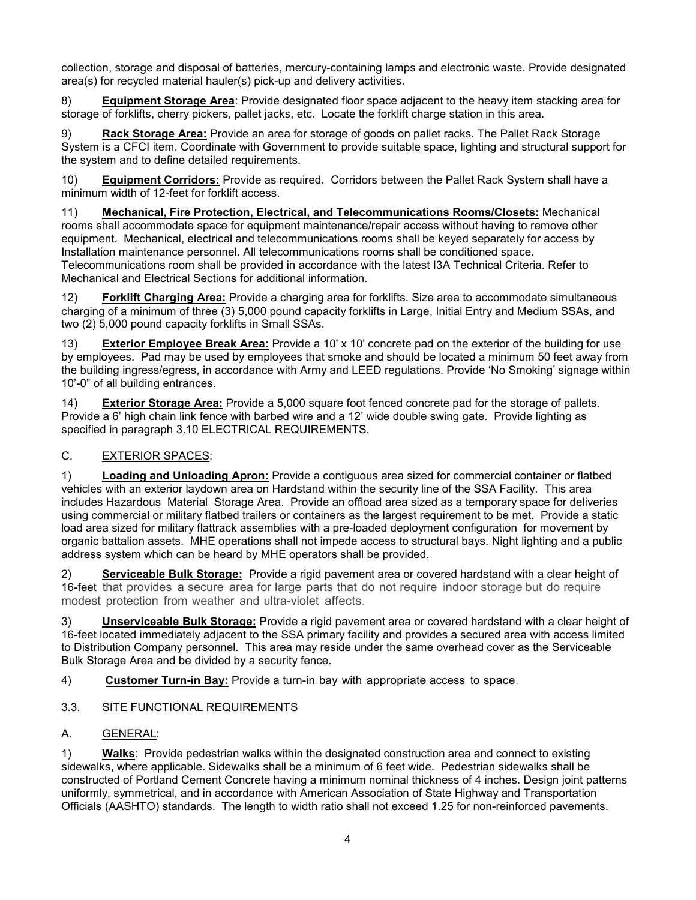collection, storage and disposal of batteries, mercury-containing lamps and electronic waste. Provide designated area(s) for recycled material hauler(s) pick-up and delivery activities.

8) **Equipment Storage Area**: Provide designated floor space adjacent to the heavy item stacking area for storage of forklifts, cherry pickers, pallet jacks, etc. Locate the forklift charge station in this area.

9) **Rack Storage Area:** Provide an area for storage of goods on pallet racks. The Pallet Rack Storage System is a CFCI item. Coordinate with Government to provide suitable space, lighting and structural support for the system and to define detailed requirements.

10) **Equipment Corridors:** Provide as required. Corridors between the Pallet Rack System shall have a minimum width of 12-feet for forklift access.

11) **Mechanical, Fire Protection, Electrical, and Telecommunications Rooms/Closets:** Mechanical rooms shall accommodate space for equipment maintenance/repair access without having to remove other equipment. Mechanical, electrical and telecommunications rooms shall be keyed separately for access by Installation maintenance personnel. All telecommunications rooms shall be conditioned space. Telecommunications room shall be provided in accordance with the latest I3A Technical Criteria. Refer to Mechanical and Electrical Sections for additional information.

12) **Forklift Charging Area:** Provide a charging area for forklifts. Size area to accommodate simultaneous charging of a minimum of three (3) 5,000 pound capacity forklifts in Large, Initial Entry and Medium SSAs, and two (2) 5,000 pound capacity forklifts in Small SSAs.

13) **Exterior Employee Break Area:** Provide a 10' x 10' concrete pad on the exterior of the building for use by employees. Pad may be used by employees that smoke and should be located a minimum 50 feet away from the building ingress/egress, in accordance with Army and LEED regulations. Provide 'No Smoking' signage within 10'-0" of all building entrances.

14) **Exterior Storage Area:** Provide a 5,000 square foot fenced concrete pad for the storage of pallets. Provide a 6' high chain link fence with barbed wire and a 12' wide double swing gate. Provide lighting as specified in paragraph 3.10 ELECTRICAL REQUIREMENTS.

C. EXTERIOR SPACES:

1) **Loading and Unloading Apron:** Provide a contiguous area sized for commercial container or flatbed vehicles with an exterior laydown area on Hardstand within the security line of the SSA Facility. This area includes Hazardous Material Storage Area. Provide an offload area sized as a temporary space for deliveries using commercial or military flatbed trailers or containers as the largest requirement to be met. Provide a static load area sized for military flattrack assemblies with a pre-loaded deployment configuration for movement by organic battalion assets. MHE operations shall not impede access to structural bays. Night lighting and a public address system which can be heard by MHE operators shall be provided.

2) **Serviceable Bulk Storage:** Provide a rigid pavement area or covered hardstand with a clear height of 16-feet that provides a secure area for large parts that do not require indoor storage but do require modest protection from weather and ultra-violet affects.

3) **Unserviceable Bulk Storage:** Provide a rigid pavement area or covered hardstand with a clear height of 16-feet located immediately adjacent to the SSA primary facility and provides a secured area with access limited to Distribution Company personnel. This area may reside under the same overhead cover as the Serviceable Bulk Storage Area and be divided by a security fence.

4) **Customer Turn-in Bay:** Provide a turn-in bay with appropriate access to space.

3.3. SITE FUNCTIONAL REQUIREMENTS

A. GENERAL:

1) **Walks**: Provide pedestrian walks within the designated construction area and connect to existing sidewalks, where applicable. Sidewalks shall be a minimum of 6 feet wide. Pedestrian sidewalks shall be constructed of Portland Cement Concrete having a minimum nominal thickness of 4 inches. Design joint patterns uniformly, symmetrical, and in accordance with American Association of State Highway and Transportation Officials (AASHTO) standards. The length to width ratio shall not exceed 1.25 for non-reinforced pavements.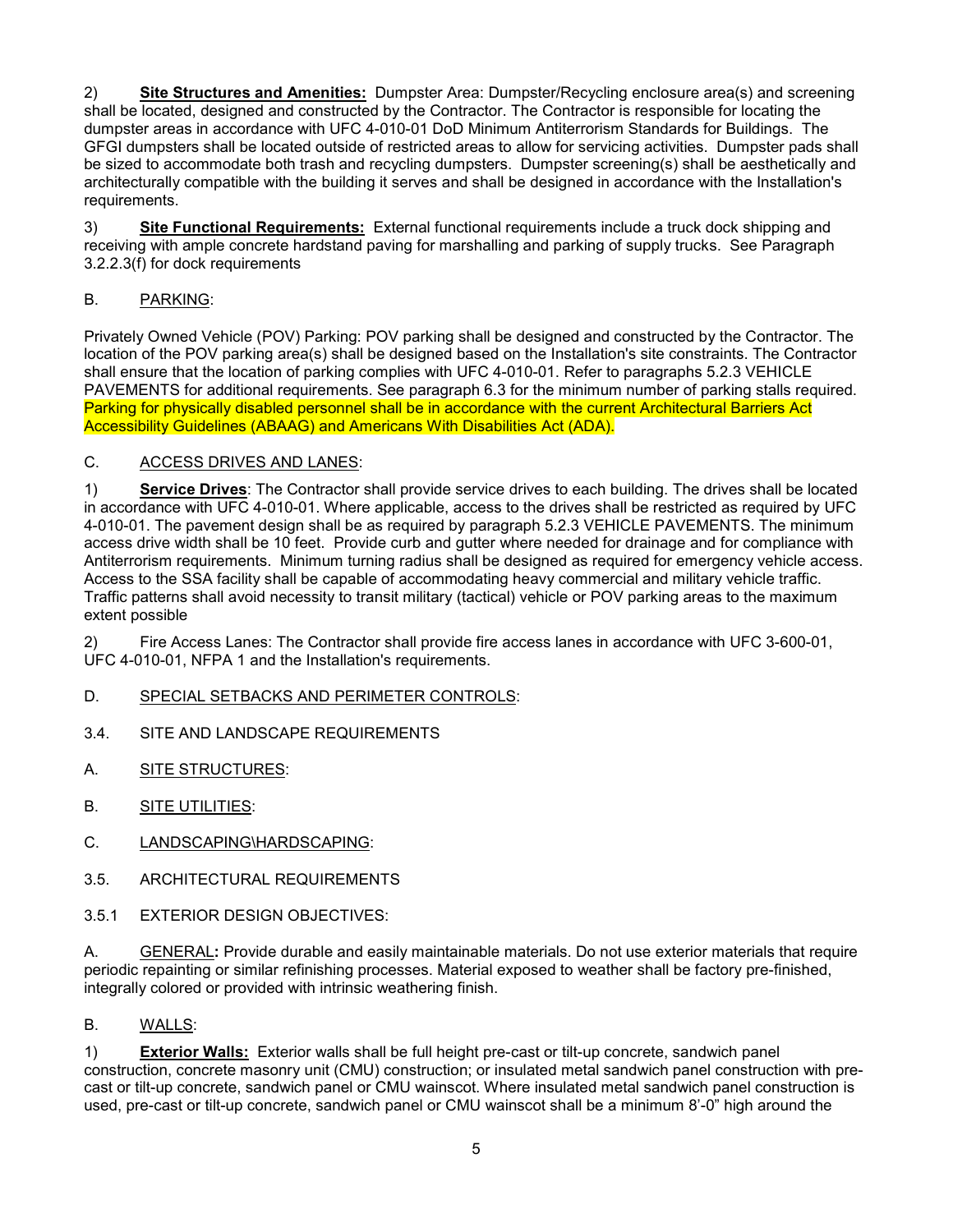2) **Site Structures and Amenities:** Dumpster Area: Dumpster/Recycling enclosure area(s) and screening shall be located, designed and constructed by the Contractor. The Contractor is responsible for locating the dumpster areas in accordance with UFC 4-010-01 DoD Minimum Antiterrorism Standards for Buildings. The GFGI dumpsters shall be located outside of restricted areas to allow for servicing activities. Dumpster pads shall be sized to accommodate both trash and recycling dumpsters. Dumpster screening(s) shall be aesthetically and architecturally compatible with the building it serves and shall be designed in accordance with the Installation's requirements.

3) **Site Functional Requirements:** External functional requirements include a truck dock shipping and receiving with ample concrete hardstand paving for marshalling and parking of supply trucks. See Paragraph 3.2.2.3(f) for dock requirements

B. PARKING:

Privately Owned Vehicle (POV) Parking: POV parking shall be designed and constructed by the Contractor. The location of the POV parking area(s) shall be designed based on the Installation's site constraints. The Contractor shall ensure that the location of parking complies with UFC 4-010-01. Refer to paragraphs 5.2.3 VEHICLE PAVEMENTS for additional requirements. See paragraph 6.3 for the minimum number of parking stalls required. Parking for physically disabled personnel shall be in accordance with the current Architectural Barriers Act Accessibility Guidelines (ABAAG) and Americans With Disabilities Act (ADA).

C. ACCESS DRIVES AND LANES:

1) **Service Drives**: The Contractor shall provide service drives to each building. The drives shall be located in accordance with UFC 4-010-01. Where applicable, access to the drives shall be restricted as required by UFC 4-010-01. The pavement design shall be as required by paragraph 5.2.3 VEHICLE PAVEMENTS. The minimum access drive width shall be 10 feet. Provide curb and gutter where needed for drainage and for compliance with Antiterrorism requirements. Minimum turning radius shall be designed as required for emergency vehicle access. Access to the SSA facility shall be capable of accommodating heavy commercial and military vehicle traffic. Traffic patterns shall avoid necessity to transit military (tactical) vehicle or POV parking areas to the maximum extent possible

2) Fire Access Lanes: The Contractor shall provide fire access lanes in accordance with UFC 3-600-01, UFC 4-010-01, NFPA 1 and the Installation's requirements.

D. SPECIAL SETBACKS AND PERIMETER CONTROLS:

## 3.4. SITE AND LANDSCAPE REQUIREMENTS

A. SITE STRUCTURES:

B. SITE UTILITIES:

C. LANDSCAPING\HARDSCAPING:

## 3.5. ARCHITECTURAL REQUIREMENTS

### 3.5.1 EXTERIOR DESIGN OBJECTIVES:

A. GENERAL**:** Provide durable and easily maintainable materials. Do not use exterior materials that require periodic repainting or similar refinishing processes. Material exposed to weather shall be factory pre-finished, integrally colored or provided with intrinsic weathering finish.

B. WALLS:

1) **Exterior Walls:** Exterior walls shall be full height pre-cast or tilt-up concrete, sandwich panel construction, concrete masonry unit (CMU) construction; or insulated metal sandwich panel construction with pre-cast or tilt-up concrete, sandwich panel or CMU wainscot. Where insulated metal sandwich panel construction is used, pre-cast or tilt-up concrete, sandwich panel or CMU wainscot shall be a minimum 8'-0" high around the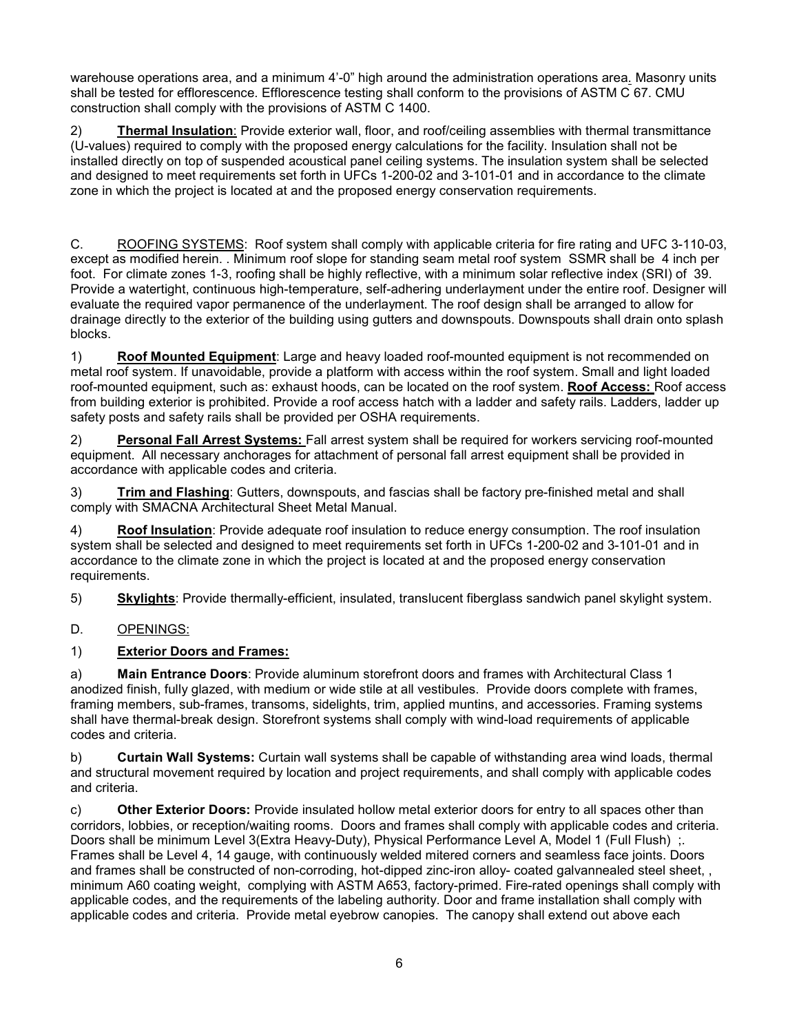warehouse operations area, and a minimum 4'-0" high around the administration operations area. Masonry units shall be tested for efflorescence. Efflorescence testing shall conform to the provisions of ASTM C 67. CMU construction shall comply with the provisions of ASTM C 1400.

2) **Thermal Insulation**: Provide exterior wall, floor, and roof/ceiling assemblies with thermal transmittance (U-values) required to comply with the proposed energy calculations for the facility. Insulation shall not be installed directly on top of suspended acoustical panel ceiling systems. The insulation system shall be selected and designed to meet requirements set forth in UFCs 1-200-02 and 3-101-01 and in accordance to the climate zone in which the project is located at and the proposed energy conservation requirements.

C. ROOFING SYSTEMS: Roof system shall comply with applicable criteria for fire rating and UFC 3-110-03, except as modified herein. . Minimum roof slope for standing seam metal roof system SSMR shall be 4 inch per foot. For climate zones 1-3, roofing shall be highly reflective, with a minimum solar reflective index (SRI) of 39. Provide a watertight, continuous high-temperature, self-adhering underlayment under the entire roof. Designer will evaluate the required vapor permanence of the underlayment. The roof design shall be arranged to allow for drainage directly to the exterior of the building using gutters and downspouts. Downspouts shall drain onto splash blocks.

1) **Roof Mounted Equipment**: Large and heavy loaded roof-mounted equipment is not recommended on metal roof system. If unavoidable, provide a platform with access within the roof system. Small and light loaded roof-mounted equipment, such as: exhaust hoods, can be located on the roof system. **Roof Access:** Roof access from building exterior is prohibited. Provide a roof access hatch with a ladder and safety rails. Ladders, ladder up safety posts and safety rails shall be provided per OSHA requirements.

2) **Personal Fall Arrest Systems:** Fall arrest system shall be required for workers servicing roof-mounted equipment. All necessary anchorages for attachment of personal fall arrest equipment shall be provided in accordance with applicable codes and criteria.

3) **Trim and Flashing**: Gutters, downspouts, and fascias shall be factory pre-finished metal and shall comply with SMACNA Architectural Sheet Metal Manual.

4) **Roof Insulation**: Provide adequate roof insulation to reduce energy consumption. The roof insulation system shall be selected and designed to meet requirements set forth in UFCs 1-200-02 and 3-101-01 and in accordance to the climate zone in which the project is located at and the proposed energy conservation requirements.

5) **Skylights**: Provide thermally-efficient, insulated, translucent fiberglass sandwich panel skylight system.

D. OPENINGS:

1) **Exterior Doors and Frames:**

a) **Main Entrance Doors**: Provide aluminum storefront doors and frames with Architectural Class 1 anodized finish, fully glazed, with medium or wide stile at all vestibules. Provide doors complete with frames, framing members, sub-frames, transoms, sidelights, trim, applied muntins, and accessories. Framing systems shall have thermal-break design. Storefront systems shall comply with wind-load requirements of applicable codes and criteria.

b) **Curtain Wall Systems:** Curtain wall systems shall be capable of withstanding area wind loads, thermal and structural movement required by location and project requirements, and shall comply with applicable codes and criteria.

c) **Other Exterior Doors:** Provide insulated hollow metal exterior doors for entry to all spaces other than corridors, lobbies, or reception/waiting rooms. Doors and frames shall comply with applicable codes and criteria. Doors shall be minimum Level 3(Extra Heavy-Duty), Physical Performance Level A, Model 1 (Full Flush) ;. Frames shall be Level 4, 14 gauge, with continuously welded mitered corners and seamless face joints. Doors and frames shall be constructed of non-corroding, hot-dipped zinc-iron alloy- coated galvannealed steel sheet, , minimum A60 coating weight, complying with ASTM A653, factory-primed. Fire-rated openings shall comply with applicable codes, and the requirements of the labeling authority. Door and frame installation shall comply with applicable codes and criteria. Provide metal eyebrow canopies. The canopy shall extend out above each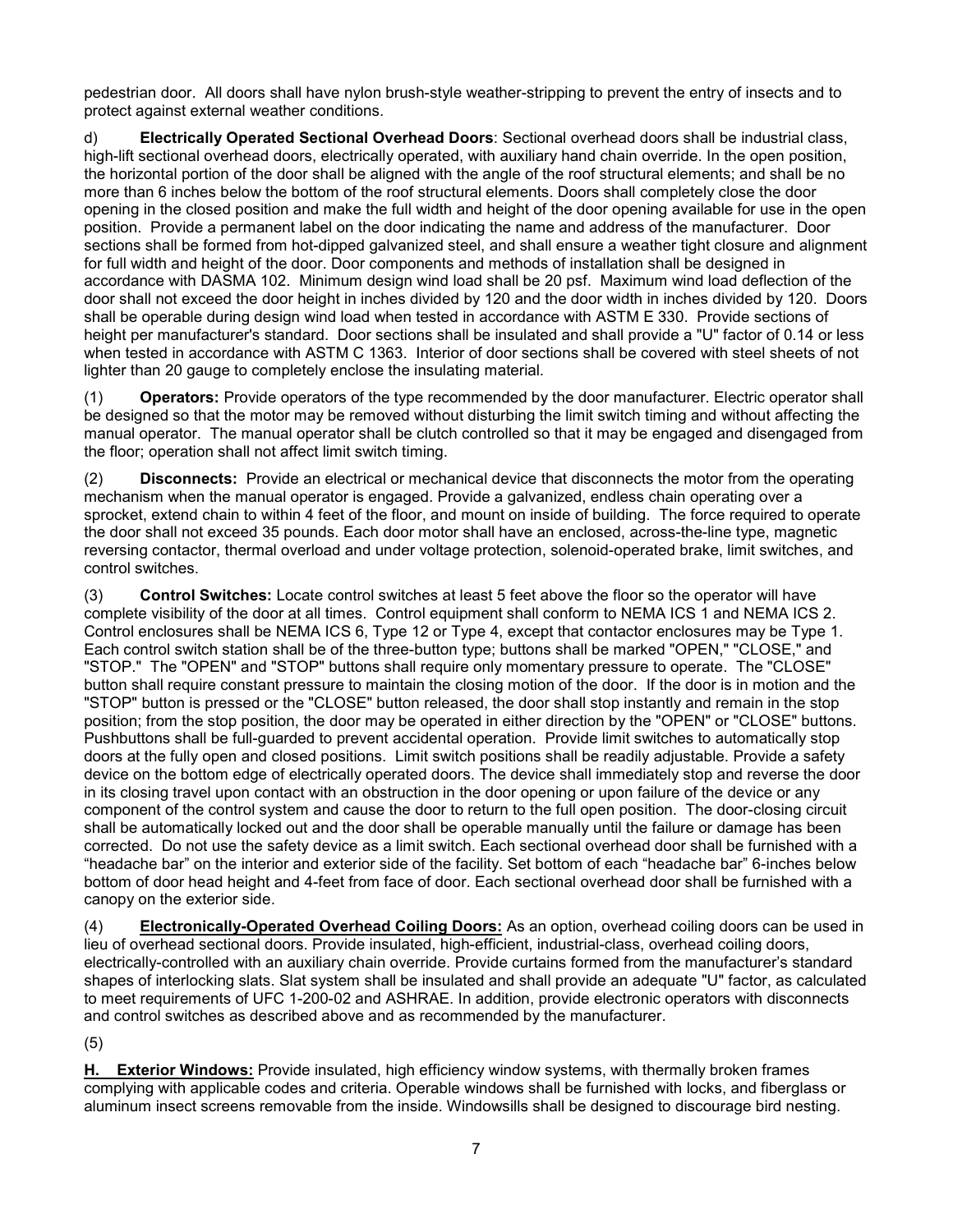pedestrian door. All doors shall have nylon brush-style weather-stripping to prevent the entry of insects and to protect against external weather conditions.

d) **Electrically Operated Sectional Overhead Doors**: Sectional overhead doors shall be industrial class, high-lift sectional overhead doors, electrically operated, with auxiliary hand chain override. In the open position, the horizontal portion of the door shall be aligned with the angle of the roof structural elements; and shall be no more than 6 inches below the bottom of the roof structural elements. Doors shall completely close the door opening in the closed position and make the full width and height of the door opening available for use in the open position. Provide a permanent label on the door indicating the name and address of the manufacturer. Door sections shall be formed from hot-dipped galvanized steel, and shall ensure a weather tight closure and alignment for full width and height of the door. Door components and methods of installation shall be designed in accordance with DASMA 102. Minimum design wind load shall be 20 psf. Maximum wind load deflection of the door shall not exceed the door height in inches divided by 120 and the door width in inches divided by 120. Doors shall be operable during design wind load when tested in accordance with ASTM E 330. Provide sections of height per manufacturer's standard. Door sections shall be insulated and shall provide a "U" factor of 0.14 or less when tested in accordance with ASTM C 1363. Interior of door sections shall be covered with steel sheets of not lighter than 20 gauge to completely enclose the insulating material.

(1) **Operators:** Provide operators of the type recommended by the door manufacturer. Electric operator shall be designed so that the motor may be removed without disturbing the limit switch timing and without affecting the manual operator. The manual operator shall be clutch controlled so that it may be engaged and disengaged from the floor; operation shall not affect limit switch timing.

(2) **Disconnects:** Provide an electrical or mechanical device that disconnects the motor from the operating mechanism when the manual operator is engaged. Provide a galvanized, endless chain operating over a sprocket, extend chain to within 4 feet of the floor, and mount on inside of building. The force required to operate the door shall not exceed 35 pounds. Each door motor shall have an enclosed, across-the-line type, magnetic reversing contactor, thermal overload and under voltage protection, solenoid-operated brake, limit switches, and control switches.

(3) **Control Switches:** Locate control switches at least 5 feet above the floor so the operator will have complete visibility of the door at all times. Control equipment shall conform to NEMA ICS 1 and NEMA ICS 2. Control enclosures shall be NEMA ICS 6, Type 12 or Type 4, except that contactor enclosures may be Type 1. Each control switch station shall be of the three-button type; buttons shall be marked "OPEN," "CLOSE," and "STOP." The "OPEN" and "STOP" buttons shall require only momentary pressure to operate. The "CLOSE" button shall require constant pressure to maintain the closing motion of the door. If the door is in motion and the "STOP" button is pressed or the "CLOSE" button released, the door shall stop instantly and remain in the stop position; from the stop position, the door may be operated in either direction by the "OPEN" or "CLOSE" buttons. Pushbuttons shall be full-guarded to prevent accidental operation. Provide limit switches to automatically stop doors at the fully open and closed positions. Limit switch positions shall be readily adjustable. Provide a safety device on the bottom edge of electrically operated doors. The device shall immediately stop and reverse the door in its closing travel upon contact with an obstruction in the door opening or upon failure of the device or any component of the control system and cause the door to return to the full open position. The door-closing circuit shall be automatically locked out and the door shall be operable manually until the failure or damage has been corrected. Do not use the safety device as a limit switch. Each sectional overhead door shall be furnished with a "headache bar" on the interior and exterior side of the facility. Set bottom of each "headache bar" 6-inches below bottom of door head height and 4-feet from face of door. Each sectional overhead door shall be furnished with a canopy on the exterior side.

(4) <u>**Electronically-Operated Overhead Coiling Doors:**</u> As an option, overhead coiling doors can be used in lieu of overhead sectional doors. Provide insulated, high-efficient, industrial-class, overhead coiling doors, electrically-controlled with an auxiliary chain override. Provide curtains formed from the manufacturer's standard shapes of interlocking slats. Slat system shall be insulated and shall provide an adequate "U" factor, as calculated to meet requirements of UFC 1-200-02 and ASHRAE. In addition, provide electronic operators with disconnects and control switches as described above and as recommended by the manufacturer.

(5)

**<u>H. Exterior Windows:</u>** Provide insulated, high efficiency window systems, with thermally broken frames complying with applicable codes and criteria. Operable windows shall be furnished with locks, and fiberglass or aluminum insect screens removable from the inside. Windowsills shall be designed to discourage bird nesting.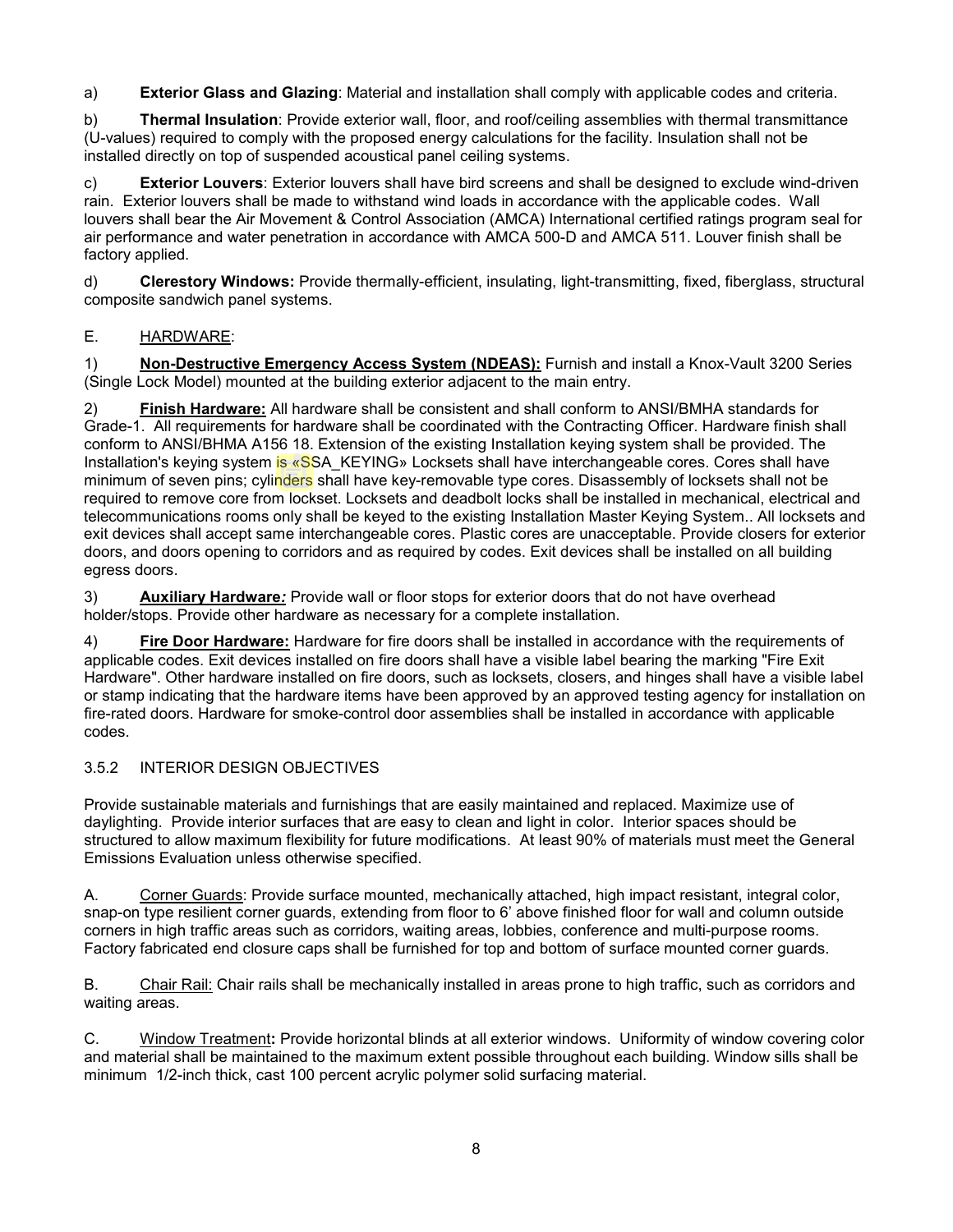a) **Exterior Glass and Glazing**: Material and installation shall comply with applicable codes and criteria.

b) **Thermal Insulation**: Provide exterior wall, floor, and roof/ceiling assemblies with thermal transmittance (U-values) required to comply with the proposed energy calculations for the facility. Insulation shall not be installed directly on top of suspended acoustical panel ceiling systems.

c) **Exterior Louvers**: Exterior louvers shall have bird screens and shall be designed to exclude wind-driven rain. Exterior louvers shall be made to withstand wind loads in accordance with the applicable codes. Wall louvers shall bear the Air Movement & Control Association (AMCA) International certified ratings program seal for air performance and water penetration in accordance with AMCA 500-D and AMCA 511. Louver finish shall be factory applied.

d) **Clerestory Windows:** Provide thermally-efficient, insulating, light-transmitting, fixed, fiberglass, structural composite sandwich panel systems.

E. HARDWARE:

1) **Non-Destructive Emergency Access System (NDEAS):** Furnish and install a Knox-Vault 3200 Series (Single Lock Model) mounted at the building exterior adjacent to the main entry.

2) **Finish Hardware:** All hardware shall be consistent and shall conform to ANSI/BMHA standards for Grade-1. All requirements for hardware shall be coordinated with the Contracting Officer. Hardware finish shall conform to ANSI/BHMA A156 18. Extension of the existing Installation keying system shall be provided. The Installation's keying system is «SSA_KEYING» Locksets shall have interchangeable cores. Cores shall have minimum of seven pins; cylinders shall have key-removable type cores. Disassembly of locksets shall not be required to remove core from lockset. Locksets and deadbolt locks shall be installed in mechanical, electrical and telecommunications rooms only shall be keyed to the existing Installation Master Keying System.. All locksets and exit devices shall accept same interchangeable cores. Plastic cores are unacceptable. Provide closers for exterior doors, and doors opening to corridors and as required by codes. Exit devices shall be installed on all building egress doors.

3) **Auxiliary Hardware*:*** Provide wall or floor stops for exterior doors that do not have overhead holder/stops. Provide other hardware as necessary for a complete installation.

4) **Fire Door Hardware:** Hardware for fire doors shall be installed in accordance with the requirements of applicable codes. Exit devices installed on fire doors shall have a visible label bearing the marking "Fire Exit Hardware". Other hardware installed on fire doors, such as locksets, closers, and hinges shall have a visible label or stamp indicating that the hardware items have been approved by an approved testing agency for installation on fire-rated doors. Hardware for smoke-control door assemblies shall be installed in accordance with applicable codes.

### 3.5.2 INTERIOR DESIGN OBJECTIVES

Provide sustainable materials and furnishings that are easily maintained and replaced. Maximize use of daylighting. Provide interior surfaces that are easy to clean and light in color. Interior spaces should be structured to allow maximum flexibility for future modifications. At least 90% of materials must meet the General Emissions Evaluation unless otherwise specified.

A. Corner Guards: Provide surface mounted, mechanically attached, high impact resistant, integral color, snap-on type resilient corner guards, extending from floor to 6' above finished floor for wall and column outside corners in high traffic areas such as corridors, waiting areas, lobbies, conference and multi-purpose rooms. Factory fabricated end closure caps shall be furnished for top and bottom of surface mounted corner guards.

B. Chair Rail: Chair rails shall be mechanically installed in areas prone to high traffic, such as corridors and waiting areas.

C. Window Treatment**:** Provide horizontal blinds at all exterior windows. Uniformity of window covering color and material shall be maintained to the maximum extent possible throughout each building. Window sills shall be minimum 1/2-inch thick, cast 100 percent acrylic polymer solid surfacing material.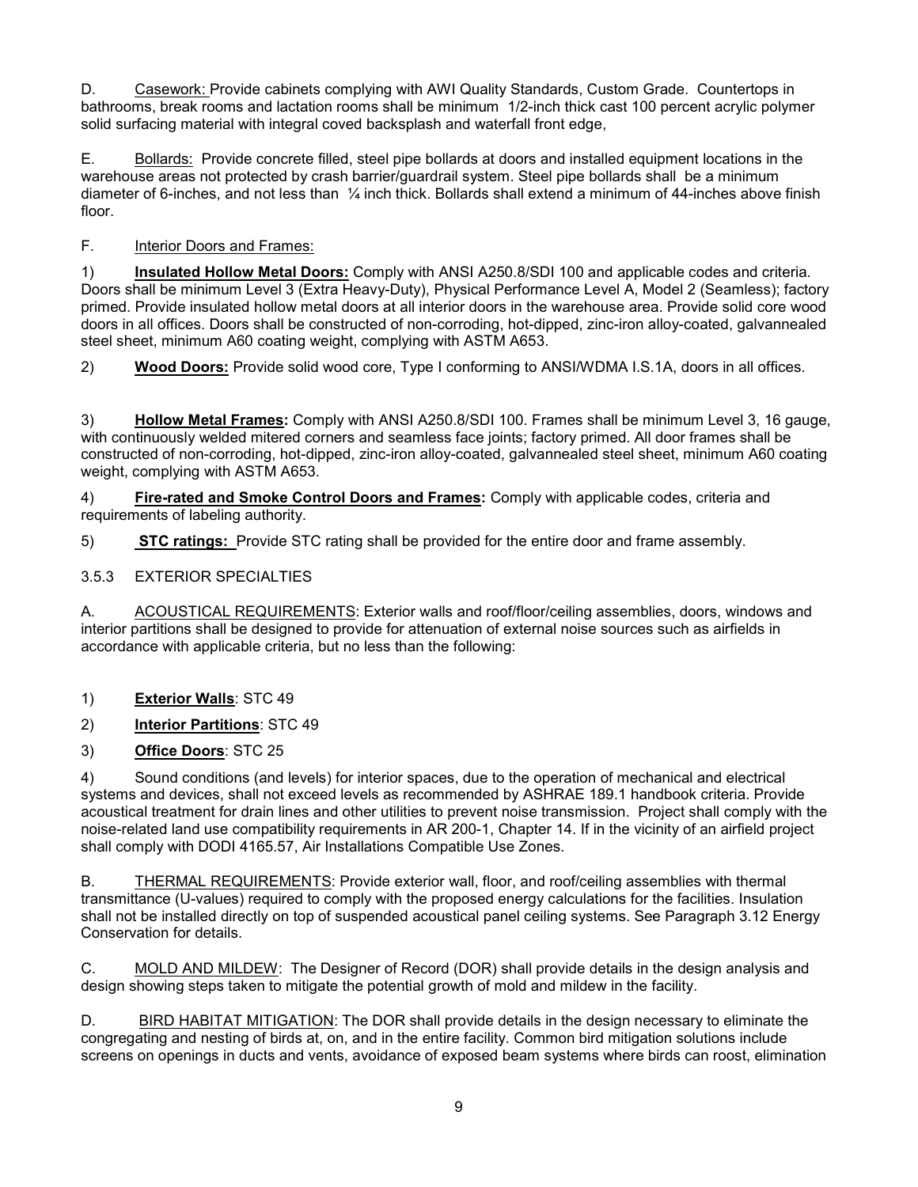D. <u>Casework:</u> Provide cabinets complying with AWI Quality Standards, Custom Grade. Countertops in bathrooms, break rooms and lactation rooms shall be minimum 1/2-inch thick cast 100 percent acrylic polymer solid surfacing material with integral coved backsplash and waterfall front edge,

E. <u>Bollards:</u> Provide concrete filled, steel pipe bollards at doors and installed equipment locations in the warehouse areas not protected by crash barrier/guardrail system. Steel pipe bollards shall be a minimum diameter of 6-inches, and not less than ¼ inch thick. Bollards shall extend a minimum of 44-inches above finish floor.

F. <u>Interior Doors and Frames:</u>

1) **<u>Insulated Hollow Metal Doors:</u>** Comply with ANSI A250.8/SDI 100 and applicable codes and criteria. Doors shall be minimum Level 3 (Extra Heavy-Duty), Physical Performance Level A, Model 2 (Seamless); factory primed. Provide insulated hollow metal doors at all interior doors in the warehouse area. Provide solid core wood doors in all offices. Doors shall be constructed of non-corroding, hot-dipped, zinc-iron alloy-coated, galvannealed steel sheet, minimum A60 coating weight, complying with ASTM A653.

2) **<u>Wood Doors:</u>** Provide solid wood core, Type I conforming to ANSI/WDMA I.S.1A, doors in all offices.

3) **<u>Hollow Metal Frames:</u>** Comply with ANSI A250.8/SDI 100. Frames shall be minimum Level 3, 16 gauge, with continuously welded mitered corners and seamless face joints; factory primed. All door frames shall be constructed of non-corroding, hot-dipped, zinc-iron alloy-coated, galvannealed steel sheet, minimum A60 coating weight, complying with ASTM A653.

4) **<u>Fire-rated and Smoke Control Doors and Frames:</u>** Comply with applicable codes, criteria and requirements of labeling authority.

5) **<u>STC ratings:</u>** Provide STC rating shall be provided for the entire door and frame assembly.

3.5.3 EXTERIOR SPECIALTIES

A. <u>ACOUSTICAL REQUIREMENTS</u>: Exterior walls and roof/floor/ceiling assemblies, doors, windows and interior partitions shall be designed to provide for attenuation of external noise sources such as airfields in accordance with applicable criteria, but no less than the following:

1) **<u>Exterior Walls</u>**: STC 49

2) **<u>Interior Partitions</u>**: STC 49

3) **<u>Office Doors</u>**: STC 25

4) Sound conditions (and levels) for interior spaces, due to the operation of mechanical and electrical systems and devices, shall not exceed levels as recommended by ASHRAE 189.1 handbook criteria. Provide acoustical treatment for drain lines and other utilities to prevent noise transmission. Project shall comply with the noise-related land use compatibility requirements in AR 200-1, Chapter 14. If in the vicinity of an airfield project shall comply with DODI 4165.57, Air Installations Compatible Use Zones.

B. <u>THERMAL REQUIREMENTS</u>: Provide exterior wall, floor, and roof/ceiling assemblies with thermal transmittance (U-values) required to comply with the proposed energy calculations for the facilities. Insulation shall not be installed directly on top of suspended acoustical panel ceiling systems. See Paragraph 3.12 Energy Conservation for details.

C. <u>MOLD AND MILDEW</u>: The Designer of Record (DOR) shall provide details in the design analysis and design showing steps taken to mitigate the potential growth of mold and mildew in the facility.

D. <u>BIRD HABITAT MITIGATION</u>: The DOR shall provide details in the design necessary to eliminate the congregating and nesting of birds at, on, and in the entire facility. Common bird mitigation solutions include screens on openings in ducts and vents, avoidance of exposed beam systems where birds can roost, elimination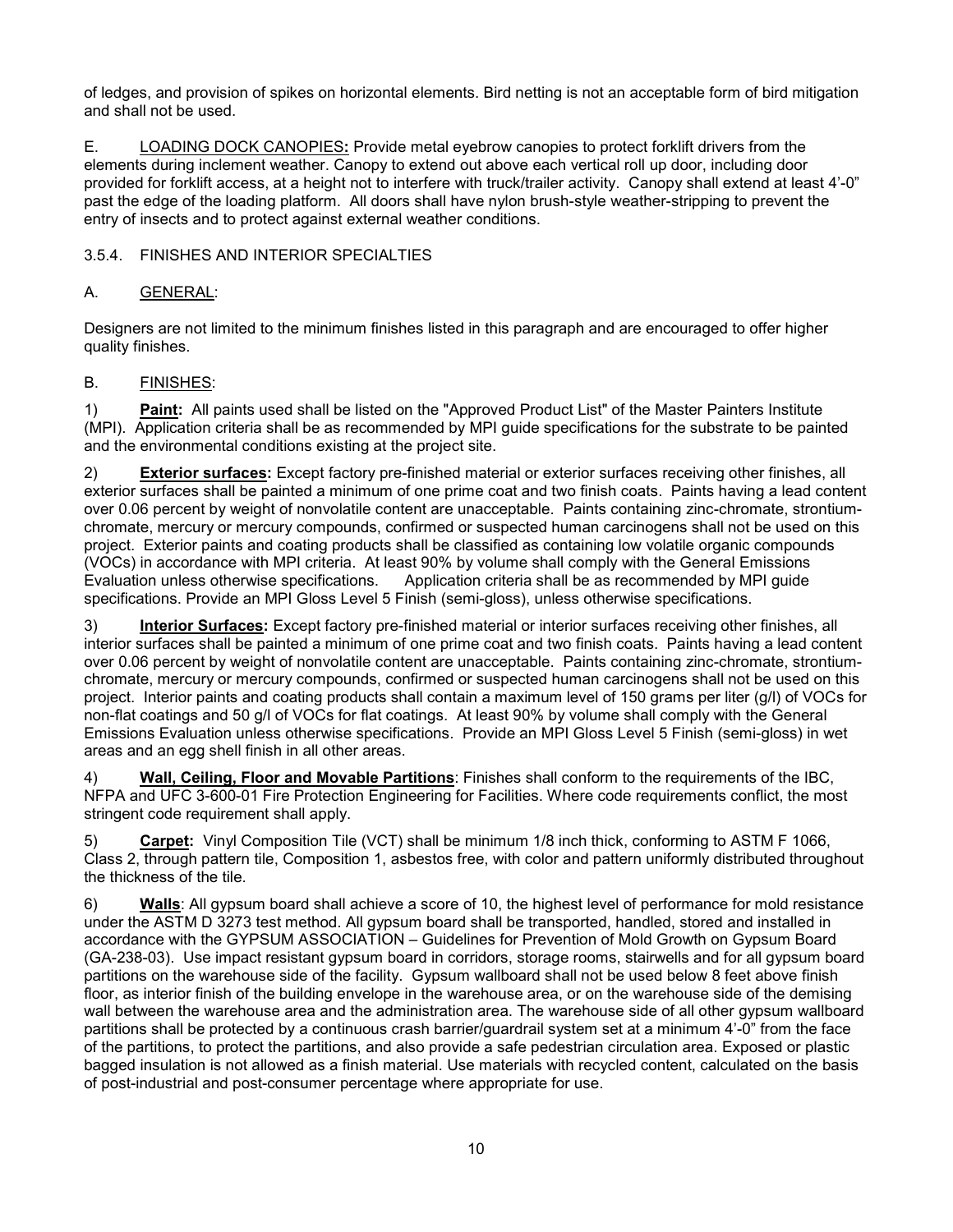of ledges, and provision of spikes on horizontal elements. Bird netting is not an acceptable form of bird mitigation and shall not be used.

E. LOADING DOCK CANOPIES**:** Provide metal eyebrow canopies to protect forklift drivers from the elements during inclement weather. Canopy to extend out above each vertical roll up door, including door provided for forklift access, at a height not to interfere with truck/trailer activity. Canopy shall extend at least 4'-0" past the edge of the loading platform. All doors shall have nylon brush-style weather-stripping to prevent the entry of insects and to protect against external weather conditions.

### 3.5.4. FINISHES AND INTERIOR SPECIALTIES

A. GENERAL:

Designers are not limited to the minimum finishes listed in this paragraph and are encouraged to offer higher quality finishes.

B. FINISHES:

1) **Paint:** All paints used shall be listed on the "Approved Product List" of the Master Painters Institute (MPI). Application criteria shall be as recommended by MPI guide specifications for the substrate to be painted and the environmental conditions existing at the project site.

2) **Exterior surfaces:** Except factory pre-finished material or exterior surfaces receiving other finishes, all exterior surfaces shall be painted a minimum of one prime coat and two finish coats. Paints having a lead content over 0.06 percent by weight of nonvolatile content are unacceptable. Paints containing zinc-chromate, strontium-chromate, mercury or mercury compounds, confirmed or suspected human carcinogens shall not be used on this project. Exterior paints and coating products shall be classified as containing low volatile organic compounds (VOCs) in accordance with MPI criteria. At least 90% by volume shall comply with the General Emissions Evaluation unless otherwise specifications. Application criteria shall be as recommended by MPI guide specifications. Provide an MPI Gloss Level 5 Finish (semi-gloss), unless otherwise specifications.

3) **Interior Surfaces:** Except factory pre-finished material or interior surfaces receiving other finishes, all interior surfaces shall be painted a minimum of one prime coat and two finish coats. Paints having a lead content over 0.06 percent by weight of nonvolatile content are unacceptable. Paints containing zinc-chromate, strontium-chromate, mercury or mercury compounds, confirmed or suspected human carcinogens shall not be used on this project. Interior paints and coating products shall contain a maximum level of 150 grams per liter (g/l) of VOCs for non-flat coatings and 50 g/l of VOCs for flat coatings. At least 90% by volume shall comply with the General Emissions Evaluation unless otherwise specifications. Provide an MPI Gloss Level 5 Finish (semi-gloss) in wet areas and an egg shell finish in all other areas.

4) **Wall, Ceiling, Floor and Movable Partitions**: Finishes shall conform to the requirements of the IBC, NFPA and UFC 3-600-01 Fire Protection Engineering for Facilities. Where code requirements conflict, the most stringent code requirement shall apply.

5) **Carpet:** Vinyl Composition Tile (VCT) shall be minimum 1/8 inch thick, conforming to ASTM F 1066, Class 2, through pattern tile, Composition 1, asbestos free, with color and pattern uniformly distributed throughout the thickness of the tile.

6) **Walls**: All gypsum board shall achieve a score of 10, the highest level of performance for mold resistance under the ASTM D 3273 test method. All gypsum board shall be transported, handled, stored and installed in accordance with the GYPSUM ASSOCIATION – Guidelines for Prevention of Mold Growth on Gypsum Board (GA-238-03). Use impact resistant gypsum board in corridors, storage rooms, stairwells and for all gypsum board partitions on the warehouse side of the facility. Gypsum wallboard shall not be used below 8 feet above finish floor, as interior finish of the building envelope in the warehouse area, or on the warehouse side of the demising wall between the warehouse area and the administration area. The warehouse side of all other gypsum wallboard partitions shall be protected by a continuous crash barrier/guardrail system set at a minimum 4'-0" from the face of the partitions, to protect the partitions, and also provide a safe pedestrian circulation area. Exposed or plastic bagged insulation is not allowed as a finish material. Use materials with recycled content, calculated on the basis of post-industrial and post-consumer percentage where appropriate for use.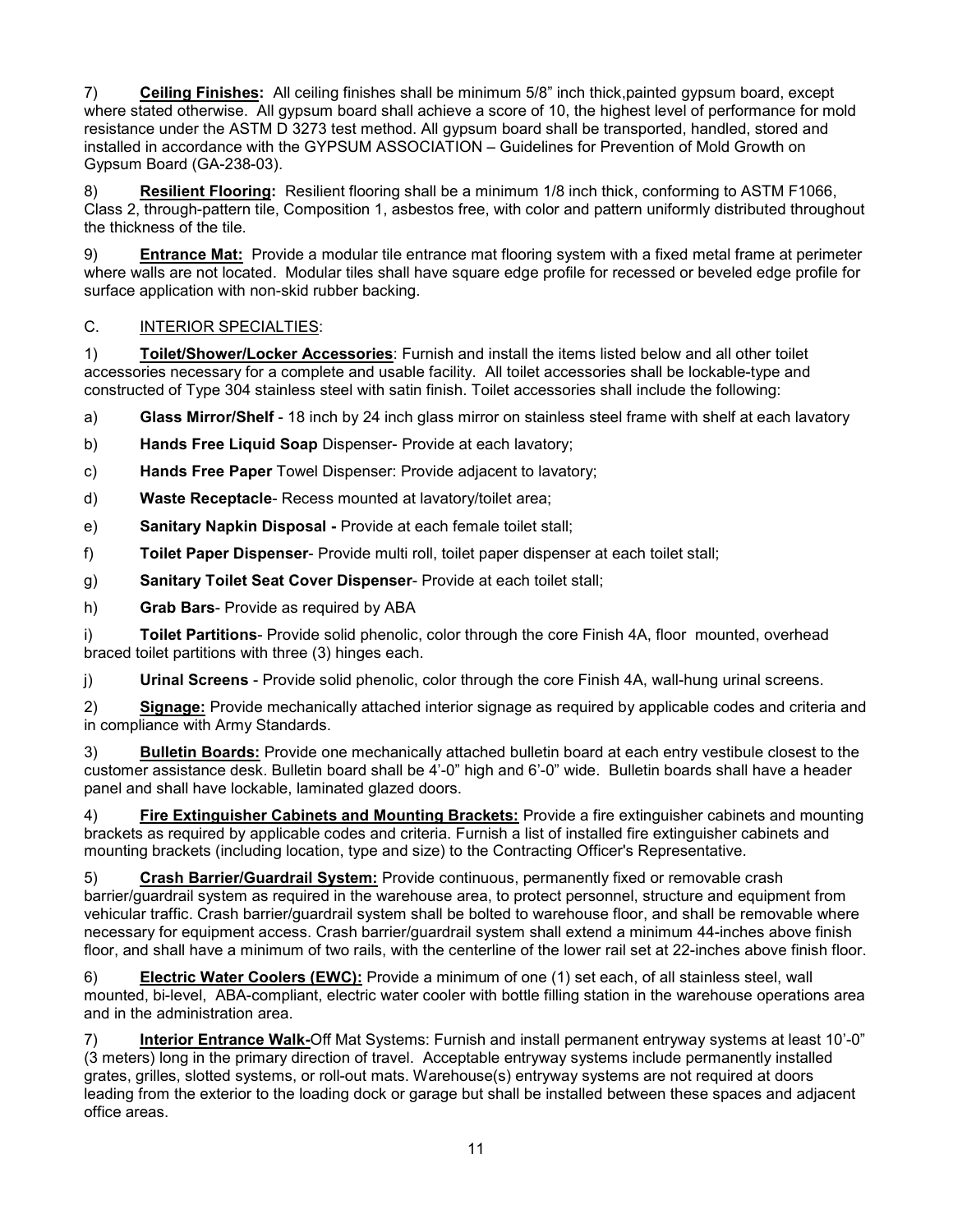7) **Ceiling Finishes:** All ceiling finishes shall be minimum 5/8" inch thick,painted gypsum board, except where stated otherwise. All gypsum board shall achieve a score of 10, the highest level of performance for mold resistance under the ASTM D 3273 test method. All gypsum board shall be transported, handled, stored and installed in accordance with the GYPSUM ASSOCIATION – Guidelines for Prevention of Mold Growth on Gypsum Board (GA-238-03).

8) **Resilient Flooring:** Resilient flooring shall be a minimum 1/8 inch thick, conforming to ASTM F1066, Class 2, through-pattern tile, Composition 1, asbestos free, with color and pattern uniformly distributed throughout the thickness of the tile.

9) **Entrance Mat:** Provide a modular tile entrance mat flooring system with a fixed metal frame at perimeter where walls are not located. Modular tiles shall have square edge profile for recessed or beveled edge profile for surface application with non-skid rubber backing.

C. INTERIOR SPECIALTIES:

1) **Toilet/Shower/Locker Accessories**: Furnish and install the items listed below and all other toilet accessories necessary for a complete and usable facility. All toilet accessories shall be lockable-type and constructed of Type 304 stainless steel with satin finish. Toilet accessories shall include the following:

a) **Glass Mirror/Shelf** - 18 inch by 24 inch glass mirror on stainless steel frame with shelf at each lavatory

b) **Hands Free Liquid Soap** Dispenser- Provide at each lavatory;

c) **Hands Free Paper** Towel Dispenser: Provide adjacent to lavatory;

d) **Waste Receptacle**- Recess mounted at lavatory/toilet area;

e) **Sanitary Napkin Disposal -** Provide at each female toilet stall;

f) **Toilet Paper Dispenser**- Provide multi roll, toilet paper dispenser at each toilet stall;

g) **Sanitary Toilet Seat Cover Dispenser**- Provide at each toilet stall;

h) **Grab Bars**- Provide as required by ABA

i) **Toilet Partitions**- Provide solid phenolic, color through the core Finish 4A, floor mounted, overhead braced toilet partitions with three (3) hinges each.

j) **Urinal Screens** - Provide solid phenolic, color through the core Finish 4A, wall-hung urinal screens.

2) **Signage:** Provide mechanically attached interior signage as required by applicable codes and criteria and in compliance with Army Standards.

3) **Bulletin Boards:** Provide one mechanically attached bulletin board at each entry vestibule closest to the customer assistance desk. Bulletin board shall be 4'-0" high and 6'-0" wide. Bulletin boards shall have a header panel and shall have lockable, laminated glazed doors.

4) **Fire Extinguisher Cabinets and Mounting Brackets:** Provide a fire extinguisher cabinets and mounting brackets as required by applicable codes and criteria. Furnish a list of installed fire extinguisher cabinets and mounting brackets (including location, type and size) to the Contracting Officer's Representative.

5) **Crash Barrier/Guardrail System:** Provide continuous, permanently fixed or removable crash barrier/guardrail system as required in the warehouse area, to protect personnel, structure and equipment from vehicular traffic. Crash barrier/guardrail system shall be bolted to warehouse floor, and shall be removable where necessary for equipment access. Crash barrier/guardrail system shall extend a minimum 44-inches above finish floor, and shall have a minimum of two rails, with the centerline of the lower rail set at 22-inches above finish floor.

6) **Electric Water Coolers (EWC):** Provide a minimum of one (1) set each, of all stainless steel, wall mounted, bi-level, ABA-compliant, electric water cooler with bottle filling station in the warehouse operations area and in the administration area.

7) **Interior Entrance Walk-**Off Mat Systems: Furnish and install permanent entryway systems at least 10'-0" (3 meters) long in the primary direction of travel. Acceptable entryway systems include permanently installed grates, grilles, slotted systems, or roll-out mats. Warehouse(s) entryway systems are not required at doors leading from the exterior to the loading dock or garage but shall be installed between these spaces and adjacent office areas.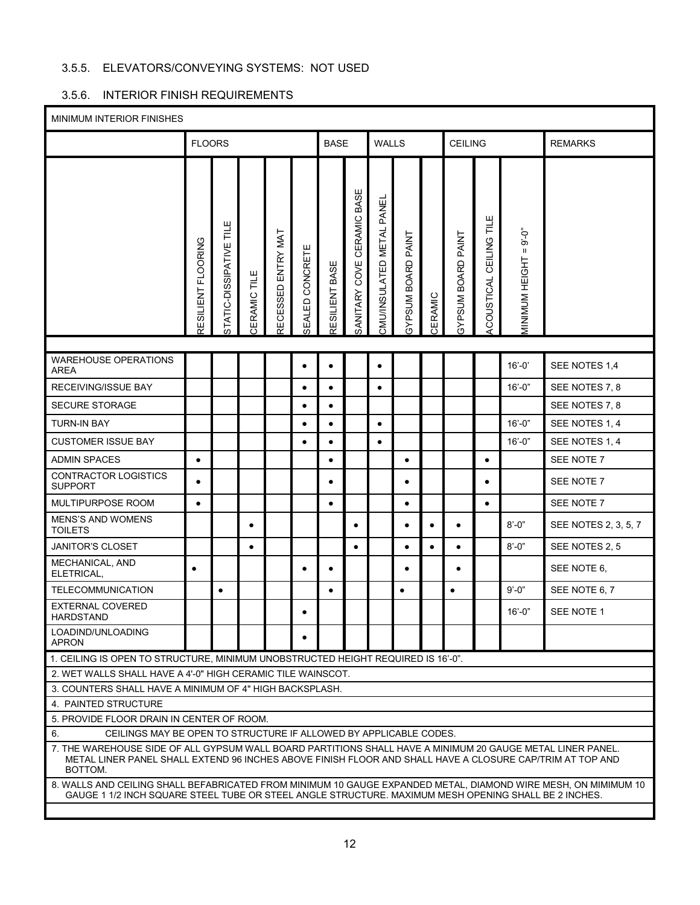3.5.5. ELEVATORS/CONVEYING SYSTEMS: NOT USED

3.5.6. INTERIOR FINISH REQUIREMENTS

| MINIMUM INTERIOR FINISHES | | | | | | | | | | | | | | |
|---|---|---|---|---|---|---|---|---|---|---|---|---|---|---|
| | FLOORS | | | | | BASE | | WALLS | | | CEILING | | | REMARKS |
| | RESILIENT FLOORING | STATIC-DISSIPATIVE TILE | CERAMIC TILE | RECESSED ENTRY MAT | SEALED CONCRETE | RESILIENT BASE | SANITARY COVE CERAMIC BASE | CMU/INSULATED METAL PANEL | GYPSUM BOARD PAINT | CERAMIC | GYPSUM BOARD PAINT | ACOUSTICAL CEILING TILE | MINIMUM HEIGHT = 9'-0" | |
| WAREHOUSE OPERATIONS AREA | | | | | • | • | | • | | | | | 16'-0' | SEE NOTES 1,4 |
| RECEIVING/ISSUE BAY | | | | | • | • | | • | | | | | 16'-0" | SEE NOTES 7, 8 |
| SECURE STORAGE | | | | | • | • | | | | | | | | SEE NOTES 7, 8 |
| TURN-IN BAY | | | | | • | • | | • | | | | | 16'-0" | SEE NOTES 1, 4 |
| CUSTOMER ISSUE BAY | | | | | • | • | | • | | | | | 16'-0" | SEE NOTES 1, 4 |
| ADMIN SPACES | • | | | | | • | | | • | | | • | | SEE NOTE 7 |
| CONTRACTOR LOGISTICS SUPPORT | • | | | | | • | | | • | | | • | | SEE NOTE 7 |
| MULTIPURPOSE ROOM | • | | | | | • | | | • | | | • | | SEE NOTE 7 |
| MENS'S AND WOMENS TOILETS | | | • | | | | • | | • | • | • | | 8'-0" | SEE NOTES 2, 3, 5, 7 |
| JANITOR'S CLOSET | | | • | | | | • | | • | • | • | | 8'-0" | SEE NOTES 2, 5 |
| MECHANICAL, AND ELETRICAL, | • | | | | • | • | | | • | | • | | | SEE NOTE 6, |
| TELECOMMUNICATION | | • | | | | • | | | • | | • | | 9'-0" | SEE NOTE 6, 7 |
| EXTERNAL COVERED HARDSTAND | | | | | • | | | | | | | | 16'-0" | SEE NOTE 1 |
| LOADIND/UNLOADING APRON | | | | | • | | | | | | | | | |

1. CEILING IS OPEN TO STRUCTURE, MINIMUM UNOBSTRUCTED HEIGHT REQUIRED IS 16'-0".
2. WET WALLS SHALL HAVE A 4'-0" HIGH CERAMIC TILE WAINSCOT.
3. COUNTERS SHALL HAVE A MINIMUM OF 4" HIGH BACKSPLASH.
4. PAINTED STRUCTURE
5. PROVIDE FLOOR DRAIN IN CENTER OF ROOM.
6. CEILINGS MAY BE OPEN TO STRUCTURE IF ALLOWED BY APPLICABLE CODES.
7. THE WAREHOUSE SIDE OF ALL GYPSUM WALL BOARD PARTITIONS SHALL HAVE A MINIMUM 20 GAUGE METAL LINER PANEL. METAL LINER PANEL SHALL EXTEND 96 INCHES ABOVE FINISH FLOOR AND SHALL HAVE A CLOSURE CAP/TRIM AT TOP AND BOTTOM.
8. WALLS AND CEILING SHALL BEFABRICATED FROM MINIMUM 10 GAUGE EXPANDED METAL, DIAMOND WIRE MESH, ON MIMIMUM 10 GAUGE 1 1/2 INCH SQUARE STEEL TUBE OR STEEL ANGLE STRUCTURE. MAXIMUM MESH OPENING SHALL BE 2 INCHES.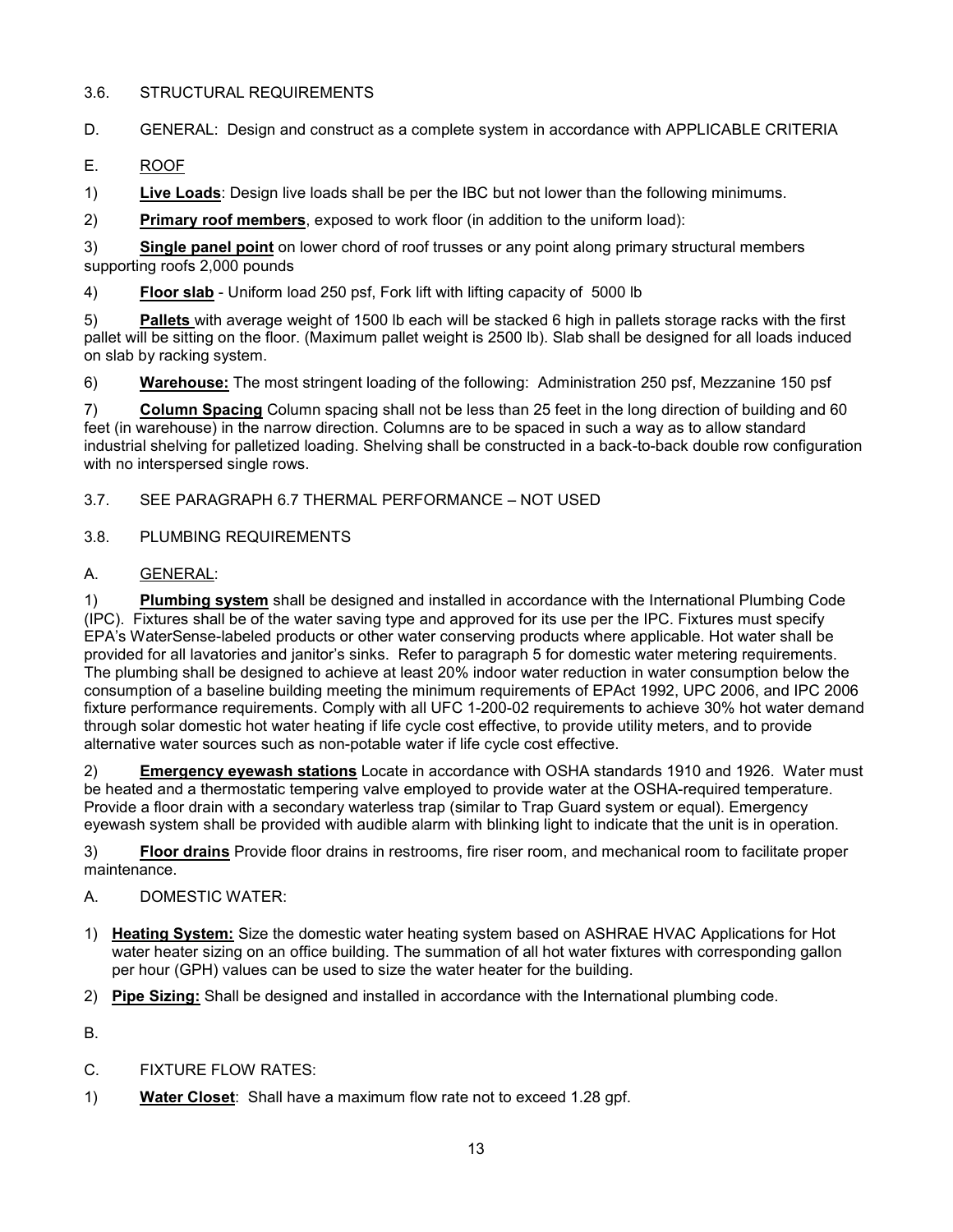3.6. STRUCTURAL REQUIREMENTS

D. GENERAL: Design and construct as a complete system in accordance with APPLICABLE CRITERIA

E. <u>ROOF</u>

1) **<u>Live Loads</u>**: Design live loads shall be per the IBC but not lower than the following minimums.

2) **<u>Primary roof members</u>**, exposed to work floor (in addition to the uniform load):

3) **<u>Single panel point</u>** on lower chord of roof trusses or any point along primary structural members supporting roofs 2,000 pounds

4) **<u>Floor slab</u>** - Uniform load 250 psf, Fork lift with lifting capacity of 5000 lb

5) **<u>Pallets</u>** with average weight of 1500 lb each will be stacked 6 high in pallets storage racks with the first pallet will be sitting on the floor. (Maximum pallet weight is 2500 lb). Slab shall be designed for all loads induced on slab by racking system.

6) **<u>Warehouse:</u>** The most stringent loading of the following: Administration 250 psf, Mezzanine 150 psf

7) **<u>Column Spacing</u>** Column spacing shall not be less than 25 feet in the long direction of building and 60 feet (in warehouse) in the narrow direction. Columns are to be spaced in such a way as to allow standard industrial shelving for palletized loading. Shelving shall be constructed in a back-to-back double row configuration with no interspersed single rows.

3.7. SEE PARAGRAPH 6.7 THERMAL PERFORMANCE – NOT USED

3.8. PLUMBING REQUIREMENTS

A. <u>GENERAL</u>:

1) **<u>Plumbing system</u>** shall be designed and installed in accordance with the International Plumbing Code (IPC). Fixtures shall be of the water saving type and approved for its use per the IPC. Fixtures must specify EPA's WaterSense-labeled products or other water conserving products where applicable. Hot water shall be provided for all lavatories and janitor's sinks. Refer to paragraph 5 for domestic water metering requirements. The plumbing shall be designed to achieve at least 20% indoor water reduction in water consumption below the consumption of a baseline building meeting the minimum requirements of EPAct 1992, UPC 2006, and IPC 2006 fixture performance requirements. Comply with all UFC 1-200-02 requirements to achieve 30% hot water demand through solar domestic hot water heating if life cycle cost effective, to provide utility meters, and to provide alternative water sources such as non-potable water if life cycle cost effective.

2) **<u>Emergency eyewash stations</u>** Locate in accordance with OSHA standards 1910 and 1926. Water must be heated and a thermostatic tempering valve employed to provide water at the OSHA-required temperature. Provide a floor drain with a secondary waterless trap (similar to Trap Guard system or equal). Emergency eyewash system shall be provided with audible alarm with blinking light to indicate that the unit is in operation.

3) **<u>Floor drains</u>** Provide floor drains in restrooms, fire riser room, and mechanical room to facilitate proper maintenance.

A. DOMESTIC WATER:

1) **<u>Heating System:</u>** Size the domestic water heating system based on ASHRAE HVAC Applications for Hot water heater sizing on an office building. The summation of all hot water fixtures with corresponding gallon per hour (GPH) values can be used to size the water heater for the building.

2) **<u>Pipe Sizing:</u>** Shall be designed and installed in accordance with the International plumbing code.

B.

C. FIXTURE FLOW RATES:

1) **<u>Water Closet</u>**: Shall have a maximum flow rate not to exceed 1.28 gpf.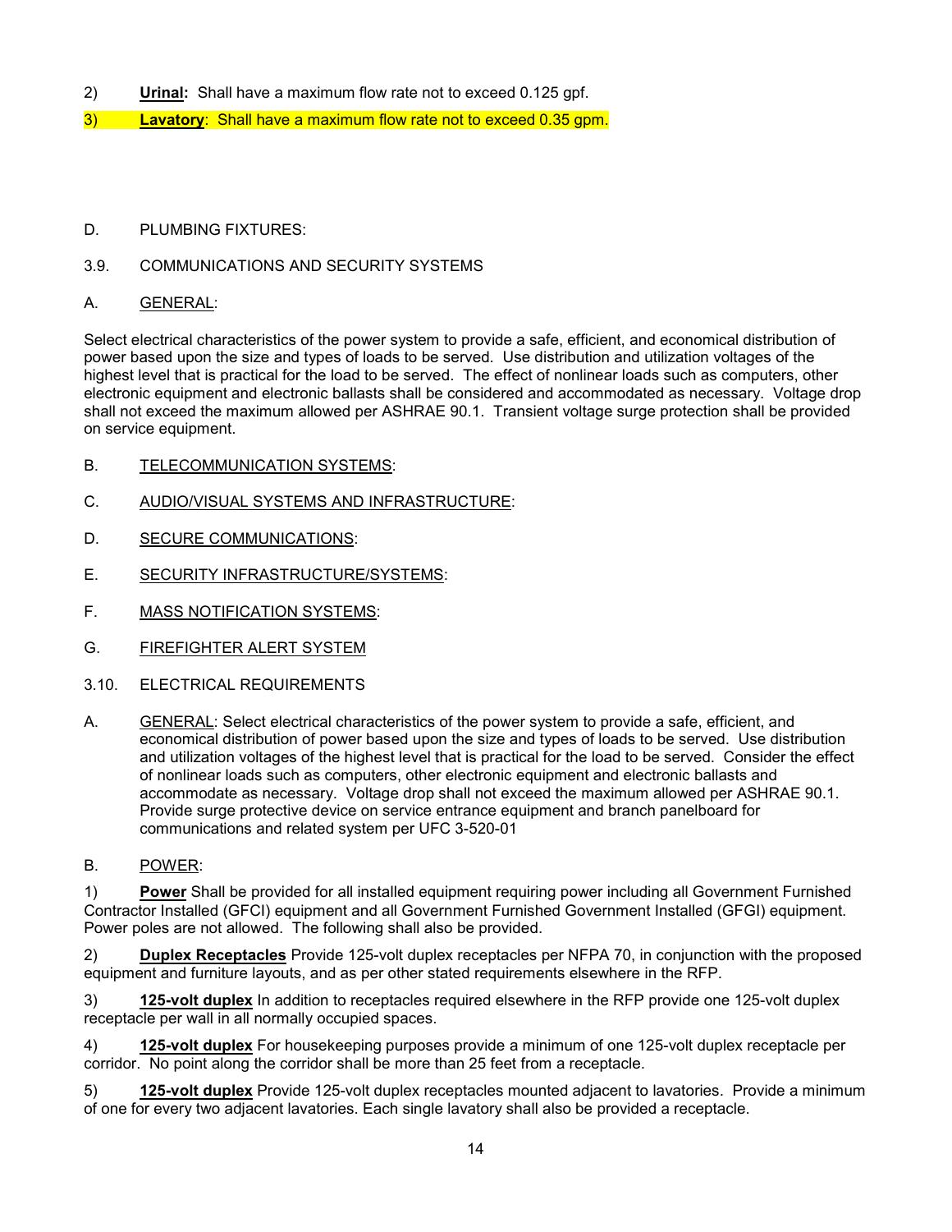2) **Urinal:** Shall have a maximum flow rate not to exceed 0.125 gpf.

3) **Lavatory**: Shall have a maximum flow rate not to exceed 0.35 gpm.

D. PLUMBING FIXTURES:

3.9. COMMUNICATIONS AND SECURITY SYSTEMS

A. GENERAL:

Select electrical characteristics of the power system to provide a safe, efficient, and economical distribution of power based upon the size and types of loads to be served. Use distribution and utilization voltages of the highest level that is practical for the load to be served. The effect of nonlinear loads such as computers, other electronic equipment and electronic ballasts shall be considered and accommodated as necessary. Voltage drop shall not exceed the maximum allowed per ASHRAE 90.1. Transient voltage surge protection shall be provided on service equipment.

B. TELECOMMUNICATION SYSTEMS:

C. AUDIO/VISUAL SYSTEMS AND INFRASTRUCTURE:

D. SECURE COMMUNICATIONS:

E. SECURITY INFRASTRUCTURE/SYSTEMS:

F. MASS NOTIFICATION SYSTEMS:

G. FIREFIGHTER ALERT SYSTEM

3.10. ELECTRICAL REQUIREMENTS

A. GENERAL: Select electrical characteristics of the power system to provide a safe, efficient, and economical distribution of power based upon the size and types of loads to be served. Use distribution and utilization voltages of the highest level that is practical for the load to be served. Consider the effect of nonlinear loads such as computers, other electronic equipment and electronic ballasts and accommodate as necessary. Voltage drop shall not exceed the maximum allowed per ASHRAE 90.1. Provide surge protective device on service entrance equipment and branch panelboard for communications and related system per UFC 3-520-01

B. POWER:

1) **Power** Shall be provided for all installed equipment requiring power including all Government Furnished Contractor Installed (GFCI) equipment and all Government Furnished Government Installed (GFGI) equipment. Power poles are not allowed. The following shall also be provided.

2) **Duplex Receptacles** Provide 125-volt duplex receptacles per NFPA 70, in conjunction with the proposed equipment and furniture layouts, and as per other stated requirements elsewhere in the RFP.

3) **125-volt duplex** In addition to receptacles required elsewhere in the RFP provide one 125-volt duplex receptacle per wall in all normally occupied spaces.

4) **125-volt duplex** For housekeeping purposes provide a minimum of one 125-volt duplex receptacle per corridor. No point along the corridor shall be more than 25 feet from a receptacle.

5) **125-volt duplex** Provide 125-volt duplex receptacles mounted adjacent to lavatories. Provide a minimum of one for every two adjacent lavatories. Each single lavatory shall also be provided a receptacle.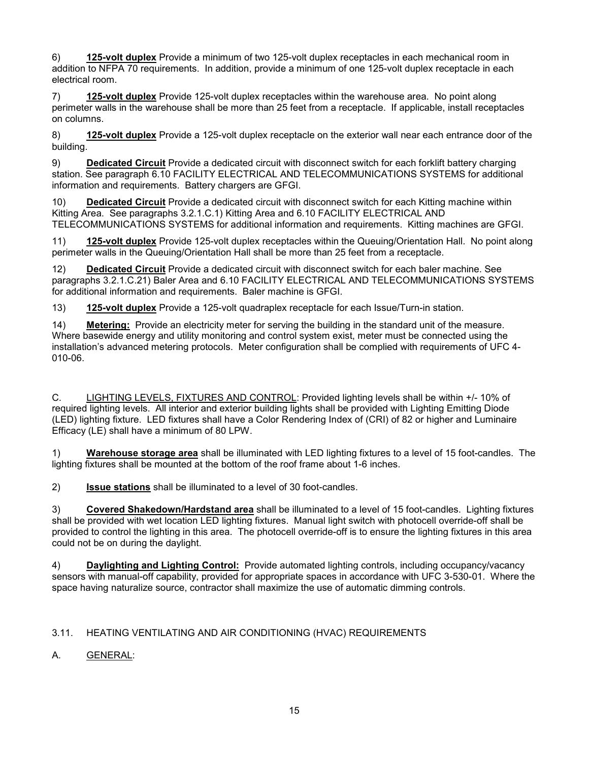6) **125-volt duplex** Provide a minimum of two 125-volt duplex receptacles in each mechanical room in addition to NFPA 70 requirements. In addition, provide a minimum of one 125-volt duplex receptacle in each electrical room.

7) **125-volt duplex** Provide 125-volt duplex receptacles within the warehouse area. No point along perimeter walls in the warehouse shall be more than 25 feet from a receptacle. If applicable, install receptacles on columns.

8) **125-volt duplex** Provide a 125-volt duplex receptacle on the exterior wall near each entrance door of the building.

9) **Dedicated Circuit** Provide a dedicated circuit with disconnect switch for each forklift battery charging station. See paragraph 6.10 FACILITY ELECTRICAL AND TELECOMMUNICATIONS SYSTEMS for additional information and requirements. Battery chargers are GFGI.

10) **Dedicated Circuit** Provide a dedicated circuit with disconnect switch for each Kitting machine within Kitting Area. See paragraphs 3.2.1.C.1) Kitting Area and 6.10 FACILITY ELECTRICAL AND TELECOMMUNICATIONS SYSTEMS for additional information and requirements. Kitting machines are GFGI.

11) **125-volt duplex** Provide 125-volt duplex receptacles within the Queuing/Orientation Hall. No point along perimeter walls in the Queuing/Orientation Hall shall be more than 25 feet from a receptacle.

12) **Dedicated Circuit** Provide a dedicated circuit with disconnect switch for each baler machine. See paragraphs 3.2.1.C.21) Baler Area and 6.10 FACILITY ELECTRICAL AND TELECOMMUNICATIONS SYSTEMS for additional information and requirements. Baler machine is GFGI.

13) **125-volt duplex** Provide a 125-volt quadraplex receptacle for each Issue/Turn-in station.

14) **Metering:** Provide an electricity meter for serving the building in the standard unit of the measure. Where basewide energy and utility monitoring and control system exist, meter must be connected using the installation's advanced metering protocols. Meter configuration shall be complied with requirements of UFC 4-010-06.

C. LIGHTING LEVELS, FIXTURES AND CONTROL: Provided lighting levels shall be within +/- 10% of required lighting levels. All interior and exterior building lights shall be provided with Lighting Emitting Diode (LED) lighting fixture. LED fixtures shall have a Color Rendering Index of (CRI) of 82 or higher and Luminaire Efficacy (LE) shall have a minimum of 80 LPW.

1) **Warehouse storage area** shall be illuminated with LED lighting fixtures to a level of 15 foot-candles. The lighting fixtures shall be mounted at the bottom of the roof frame about 1-6 inches.

2) **Issue stations** shall be illuminated to a level of 30 foot-candles.

3) **Covered Shakedown/Hardstand area** shall be illuminated to a level of 15 foot-candles. Lighting fixtures shall be provided with wet location LED lighting fixtures. Manual light switch with photocell override-off shall be provided to control the lighting in this area. The photocell override-off is to ensure the lighting fixtures in this area could not be on during the daylight.

4) **Daylighting and Lighting Control:** Provide automated lighting controls, including occupancy/vacancy sensors with manual-off capability, provided for appropriate spaces in accordance with UFC 3-530-01. Where the space having naturalize source, contractor shall maximize the use of automatic dimming controls.

## 3.11. HEATING VENTILATING AND AIR CONDITIONING (HVAC) REQUIREMENTS

A. GENERAL: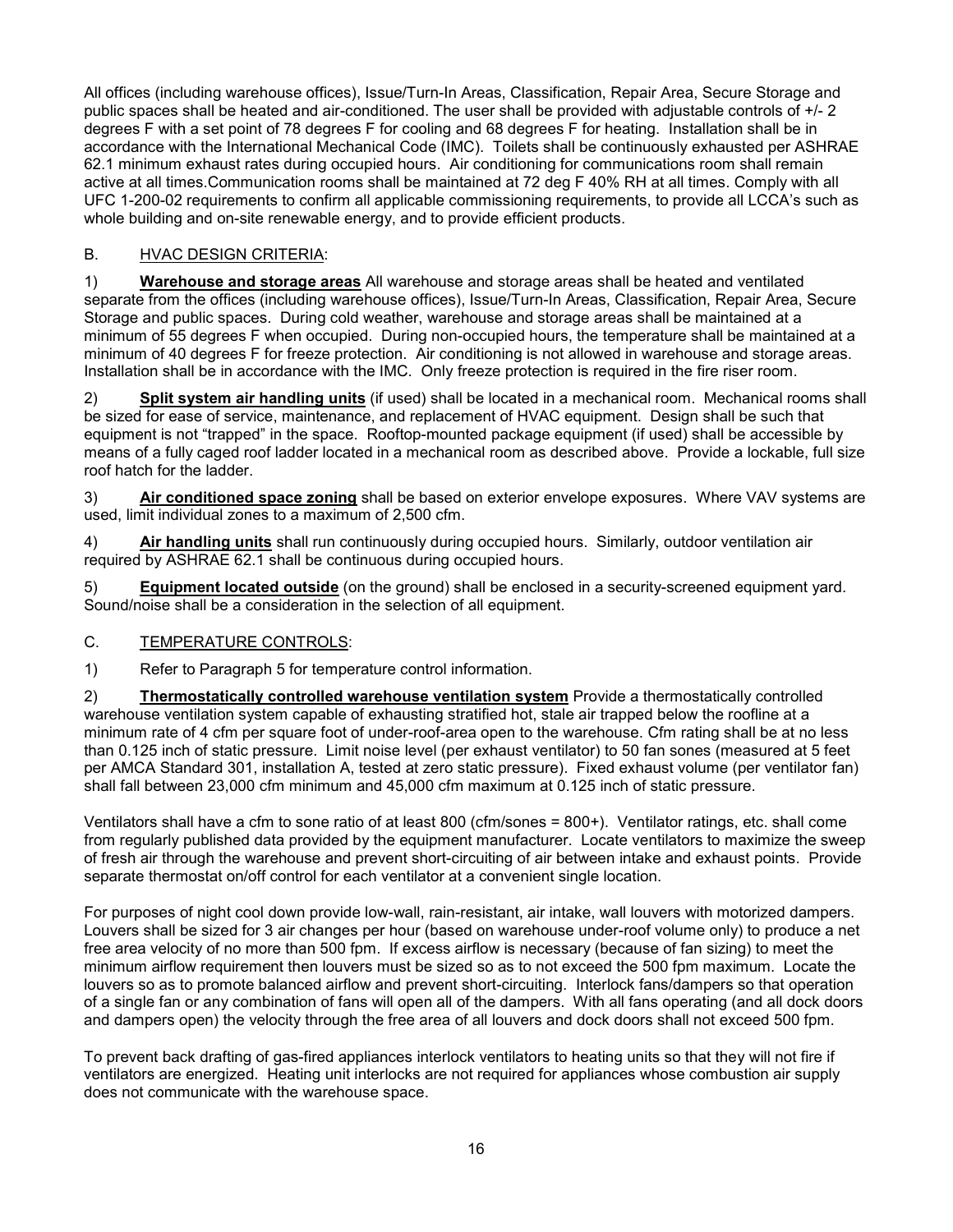All offices (including warehouse offices), Issue/Turn-In Areas, Classification, Repair Area, Secure Storage and public spaces shall be heated and air-conditioned. The user shall be provided with adjustable controls of +/- 2 degrees F with a set point of 78 degrees F for cooling and 68 degrees F for heating. Installation shall be in accordance with the International Mechanical Code (IMC). Toilets shall be continuously exhausted per ASHRAE 62.1 minimum exhaust rates during occupied hours. Air conditioning for communications room shall remain active at all times.Communication rooms shall be maintained at 72 deg F 40% RH at all times. Comply with all UFC 1-200-02 requirements to confirm all applicable commissioning requirements, to provide all LCCA's such as whole building and on-site renewable energy, and to provide efficient products.

B. HVAC DESIGN CRITERIA:

1) **Warehouse and storage areas** All warehouse and storage areas shall be heated and ventilated separate from the offices (including warehouse offices), Issue/Turn-In Areas, Classification, Repair Area, Secure Storage and public spaces. During cold weather, warehouse and storage areas shall be maintained at a minimum of 55 degrees F when occupied. During non-occupied hours, the temperature shall be maintained at a minimum of 40 degrees F for freeze protection. Air conditioning is not allowed in warehouse and storage areas. Installation shall be in accordance with the IMC. Only freeze protection is required in the fire riser room.

2) **Split system air handling units** (if used) shall be located in a mechanical room. Mechanical rooms shall be sized for ease of service, maintenance, and replacement of HVAC equipment. Design shall be such that equipment is not "trapped" in the space. Rooftop-mounted package equipment (if used) shall be accessible by means of a fully caged roof ladder located in a mechanical room as described above. Provide a lockable, full size roof hatch for the ladder.

3) **Air conditioned space zoning** shall be based on exterior envelope exposures. Where VAV systems are used, limit individual zones to a maximum of 2,500 cfm.

4) **Air handling units** shall run continuously during occupied hours. Similarly, outdoor ventilation air required by ASHRAE 62.1 shall be continuous during occupied hours.

5) **Equipment located outside** (on the ground) shall be enclosed in a security-screened equipment yard. Sound/noise shall be a consideration in the selection of all equipment.

C. TEMPERATURE CONTROLS:

1) Refer to Paragraph 5 for temperature control information.

2) **Thermostatically controlled warehouse ventilation system** Provide a thermostatically controlled warehouse ventilation system capable of exhausting stratified hot, stale air trapped below the roofline at a minimum rate of 4 cfm per square foot of under-roof-area open to the warehouse. Cfm rating shall be at no less than 0.125 inch of static pressure. Limit noise level (per exhaust ventilator) to 50 fan sones (measured at 5 feet per AMCA Standard 301, installation A, tested at zero static pressure). Fixed exhaust volume (per ventilator fan) shall fall between 23,000 cfm minimum and 45,000 cfm maximum at 0.125 inch of static pressure.

Ventilators shall have a cfm to sone ratio of at least 800 (cfm/sones = 800+). Ventilator ratings, etc. shall come from regularly published data provided by the equipment manufacturer. Locate ventilators to maximize the sweep of fresh air through the warehouse and prevent short-circuiting of air between intake and exhaust points. Provide separate thermostat on/off control for each ventilator at a convenient single location.

For purposes of night cool down provide low-wall, rain-resistant, air intake, wall louvers with motorized dampers. Louvers shall be sized for 3 air changes per hour (based on warehouse under-roof volume only) to produce a net free area velocity of no more than 500 fpm. If excess airflow is necessary (because of fan sizing) to meet the minimum airflow requirement then louvers must be sized so as to not exceed the 500 fpm maximum. Locate the louvers so as to promote balanced airflow and prevent short-circuiting. Interlock fans/dampers so that operation of a single fan or any combination of fans will open all of the dampers. With all fans operating (and all dock doors and dampers open) the velocity through the free area of all louvers and dock doors shall not exceed 500 fpm.

To prevent back drafting of gas-fired appliances interlock ventilators to heating units so that they will not fire if ventilators are energized. Heating unit interlocks are not required for appliances whose combustion air supply does not communicate with the warehouse space.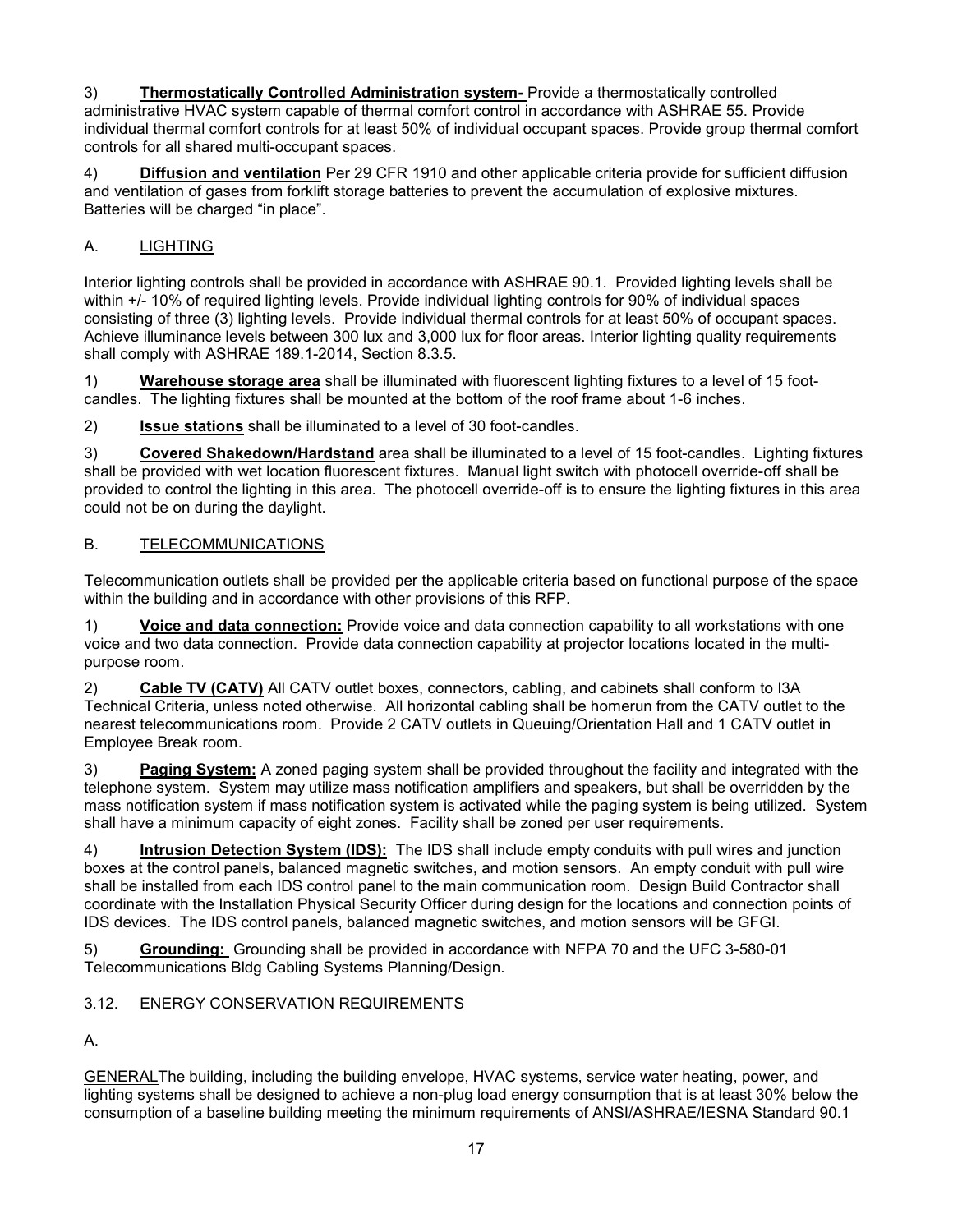3) **Thermostatically Controlled Administration system-** Provide a thermostatically controlled administrative HVAC system capable of thermal comfort control in accordance with ASHRAE 55. Provide individual thermal comfort controls for at least 50% of individual occupant spaces. Provide group thermal comfort controls for all shared multi-occupant spaces.

4) **Diffusion and ventilation** Per 29 CFR 1910 and other applicable criteria provide for sufficient diffusion and ventilation of gases from forklift storage batteries to prevent the accumulation of explosive mixtures. Batteries will be charged "in place".

## A. LIGHTING

Interior lighting controls shall be provided in accordance with ASHRAE 90.1. Provided lighting levels shall be within +/- 10% of required lighting levels. Provide individual lighting controls for 90% of individual spaces consisting of three (3) lighting levels. Provide individual thermal controls for at least 50% of occupant spaces. Achieve illuminance levels between 300 lux and 3,000 lux for floor areas. Interior lighting quality requirements shall comply with ASHRAE 189.1-2014, Section 8.3.5.

1) **Warehouse storage area** shall be illuminated with fluorescent lighting fixtures to a level of 15 foot-candles. The lighting fixtures shall be mounted at the bottom of the roof frame about 1-6 inches.

2) **Issue stations** shall be illuminated to a level of 30 foot-candles.

3) **Covered Shakedown/Hardstand** area shall be illuminated to a level of 15 foot-candles. Lighting fixtures shall be provided with wet location fluorescent fixtures. Manual light switch with photocell override-off shall be provided to control the lighting in this area. The photocell override-off is to ensure the lighting fixtures in this area could not be on during the daylight.

## B. TELECOMMUNICATIONS

Telecommunication outlets shall be provided per the applicable criteria based on functional purpose of the space within the building and in accordance with other provisions of this RFP.

1) **Voice and data connection:** Provide voice and data connection capability to all workstations with one voice and two data connection. Provide data connection capability at projector locations located in the multi-purpose room.

2) **Cable TV (CATV)** All CATV outlet boxes, connectors, cabling, and cabinets shall conform to I3A Technical Criteria, unless noted otherwise. All horizontal cabling shall be homerun from the CATV outlet to the nearest telecommunications room. Provide 2 CATV outlets in Queuing/Orientation Hall and 1 CATV outlet in Employee Break room.

3) **Paging System:** A zoned paging system shall be provided throughout the facility and integrated with the telephone system. System may utilize mass notification amplifiers and speakers, but shall be overridden by the mass notification system if mass notification system is activated while the paging system is being utilized. System shall have a minimum capacity of eight zones. Facility shall be zoned per user requirements.

4) **Intrusion Detection System (IDS):** The IDS shall include empty conduits with pull wires and junction boxes at the control panels, balanced magnetic switches, and motion sensors. An empty conduit with pull wire shall be installed from each IDS control panel to the main communication room. Design Build Contractor shall coordinate with the Installation Physical Security Officer during design for the locations and connection points of IDS devices. The IDS control panels, balanced magnetic switches, and motion sensors will be GFGI.

5) **Grounding:** Grounding shall be provided in accordance with NFPA 70 and the UFC 3-580-01 Telecommunications Bldg Cabling Systems Planning/Design.

## 3.12. ENERGY CONSERVATION REQUIREMENTS

A.

GENERALThe building, including the building envelope, HVAC systems, service water heating, power, and lighting systems shall be designed to achieve a non-plug load energy consumption that is at least 30% below the consumption of a baseline building meeting the minimum requirements of ANSI/ASHRAE/IESNA Standard 90.1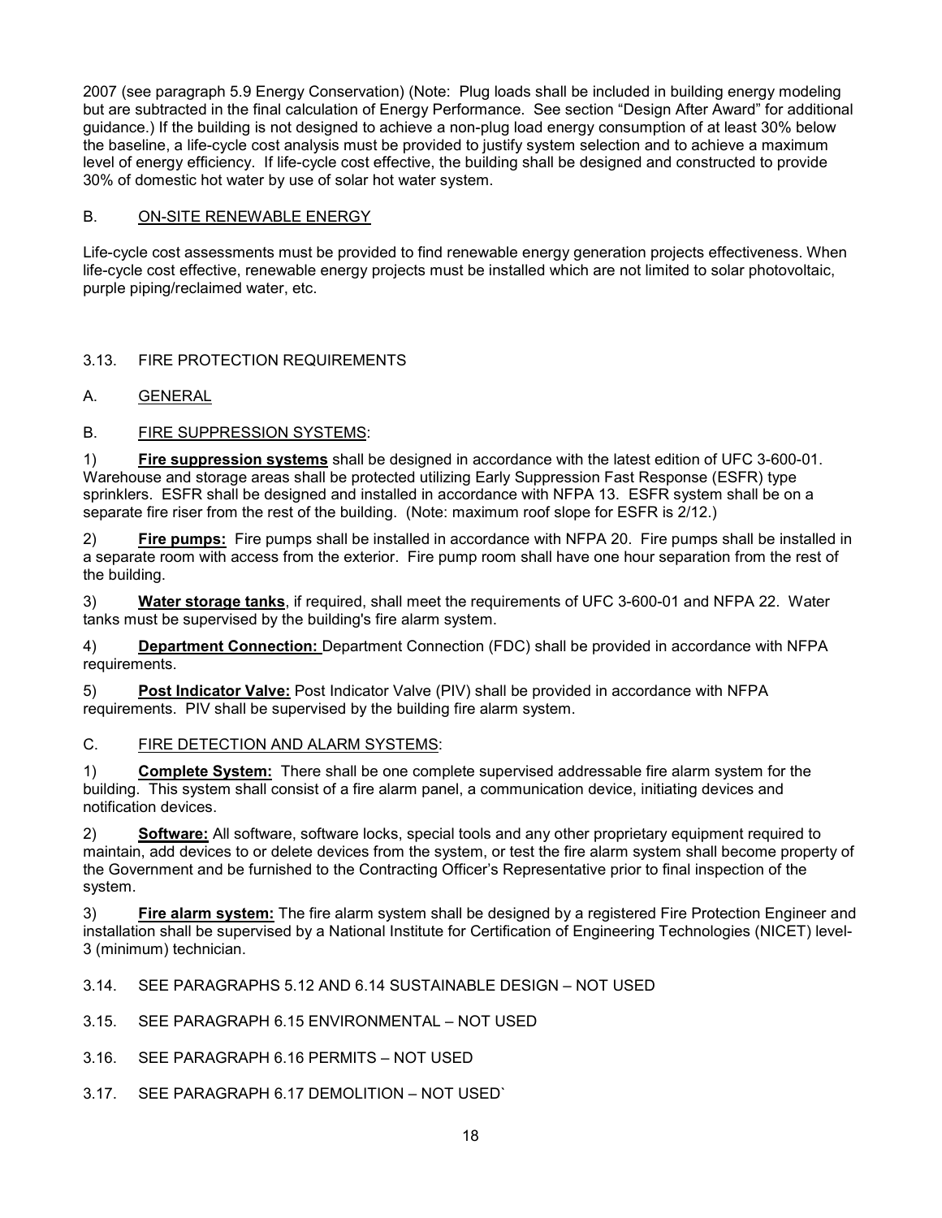2007 (see paragraph 5.9 Energy Conservation) (Note: Plug loads shall be included in building energy modeling but are subtracted in the final calculation of Energy Performance. See section "Design After Award" for additional guidance.) If the building is not designed to achieve a non-plug load energy consumption of at least 30% below the baseline, a life-cycle cost analysis must be provided to justify system selection and to achieve a maximum level of energy efficiency. If life-cycle cost effective, the building shall be designed and constructed to provide 30% of domestic hot water by use of solar hot water system.

B. ON-SITE RENEWABLE ENERGY

Life-cycle cost assessments must be provided to find renewable energy generation projects effectiveness. When life-cycle cost effective, renewable energy projects must be installed which are not limited to solar photovoltaic, purple piping/reclaimed water, etc.

## 3.13. FIRE PROTECTION REQUIREMENTS

A. GENERAL

B. FIRE SUPPRESSION SYSTEMS:

1) **Fire suppression systems** shall be designed in accordance with the latest edition of UFC 3-600-01. Warehouse and storage areas shall be protected utilizing Early Suppression Fast Response (ESFR) type sprinklers. ESFR shall be designed and installed in accordance with NFPA 13. ESFR system shall be on a separate fire riser from the rest of the building. (Note: maximum roof slope for ESFR is 2/12.)

2) **Fire pumps:** Fire pumps shall be installed in accordance with NFPA 20. Fire pumps shall be installed in a separate room with access from the exterior. Fire pump room shall have one hour separation from the rest of the building.

3) **Water storage tanks**, if required, shall meet the requirements of UFC 3-600-01 and NFPA 22. Water tanks must be supervised by the building's fire alarm system.

4) **Department Connection:** Department Connection (FDC) shall be provided in accordance with NFPA requirements.

5) **Post Indicator Valve:** Post Indicator Valve (PIV) shall be provided in accordance with NFPA requirements. PIV shall be supervised by the building fire alarm system.

C. FIRE DETECTION AND ALARM SYSTEMS:

1) **Complete System:** There shall be one complete supervised addressable fire alarm system for the building. This system shall consist of a fire alarm panel, a communication device, initiating devices and notification devices.

2) **Software:** All software, software locks, special tools and any other proprietary equipment required to maintain, add devices to or delete devices from the system, or test the fire alarm system shall become property of the Government and be furnished to the Contracting Officer's Representative prior to final inspection of the system.

3) **Fire alarm system:** The fire alarm system shall be designed by a registered Fire Protection Engineer and installation shall be supervised by a National Institute for Certification of Engineering Technologies (NICET) level-3 (minimum) technician.

## 3.14. SEE PARAGRAPHS 5.12 AND 6.14 SUSTAINABLE DESIGN – NOT USED

## 3.15. SEE PARAGRAPH 6.15 ENVIRONMENTAL – NOT USED

## 3.16. SEE PARAGRAPH 6.16 PERMITS – NOT USED

## 3.17. SEE PARAGRAPH 6.17 DEMOLITION – NOT USED`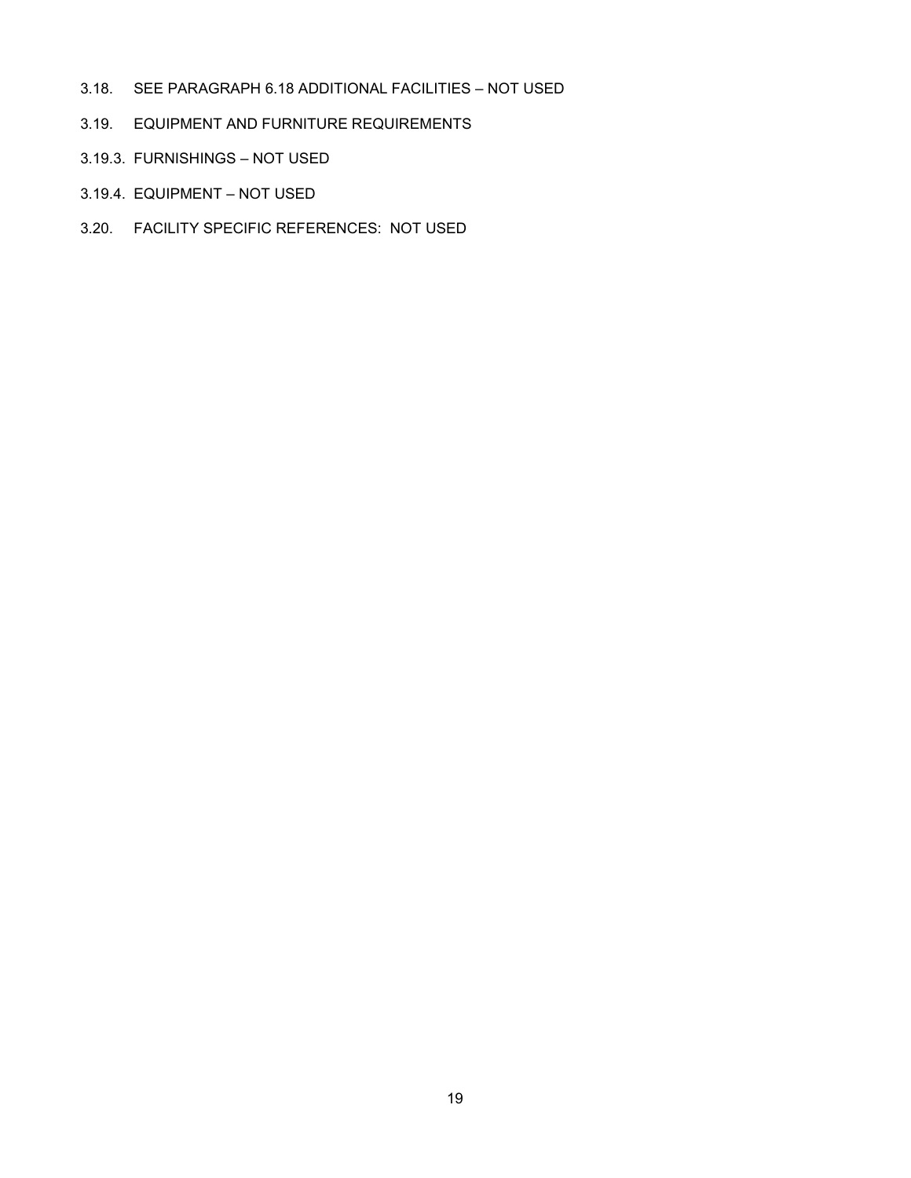3.18. SEE PARAGRAPH 6.18 ADDITIONAL FACILITIES – NOT USED

3.19. EQUIPMENT AND FURNITURE REQUIREMENTS

3.19.3. FURNISHINGS – NOT USED

3.19.4. EQUIPMENT – NOT USED

3.20. FACILITY SPECIFIC REFERENCES: NOT USED